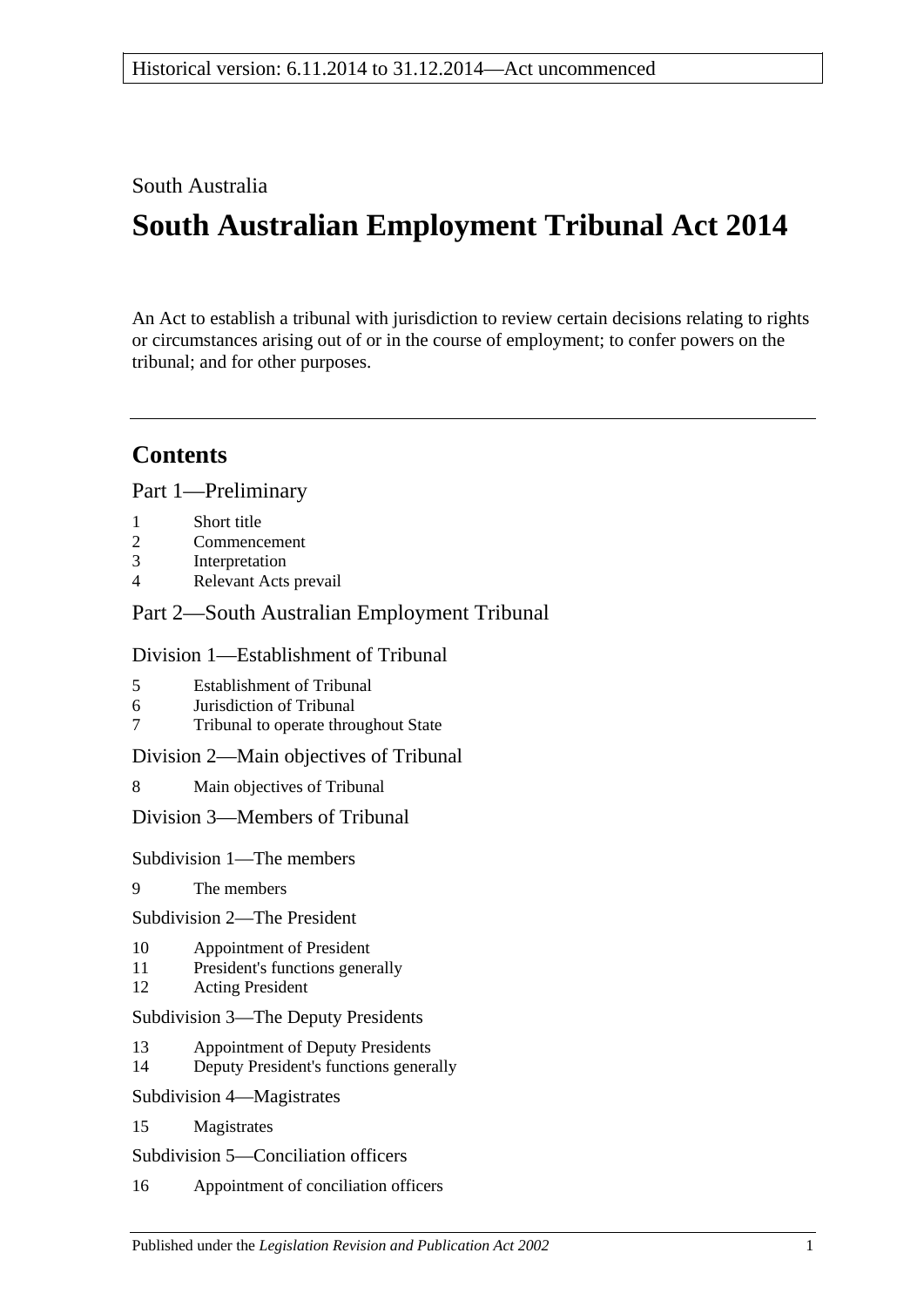Historical version: 6.11.2014 to 31.12.2014—Act uncommenced

South Australia

# South Australian Employment Tribunal Act 2014

An Act to establish a tribunal with jurisdiction to review certain decisions relating to rights or circumstances arising out of or in the course of employment; to confer powers on the tribunal; and for other purposes.

## Contents

### Part 1—Preliminary

1 Short title
2 Commencement
3 Interpretation
4 Relevant Acts prevail

### Part 2—South Australian Employment Tribunal

#### Division 1—Establishment of Tribunal

5 Establishment of Tribunal
6 Jurisdiction of Tribunal
7 Tribunal to operate throughout State

#### Division 2—Main objectives of Tribunal

8 Main objectives of Tribunal

#### Division 3—Members of Tribunal

##### Subdivision 1—The members

9 The members

##### Subdivision 2—The President

10 Appointment of President
11 President's functions generally
12 Acting President

##### Subdivision 3—The Deputy Presidents

13 Appointment of Deputy Presidents
14 Deputy President's functions generally

##### Subdivision 4—Magistrates

15 Magistrates

##### Subdivision 5—Conciliation officers

16 Appointment of conciliation officers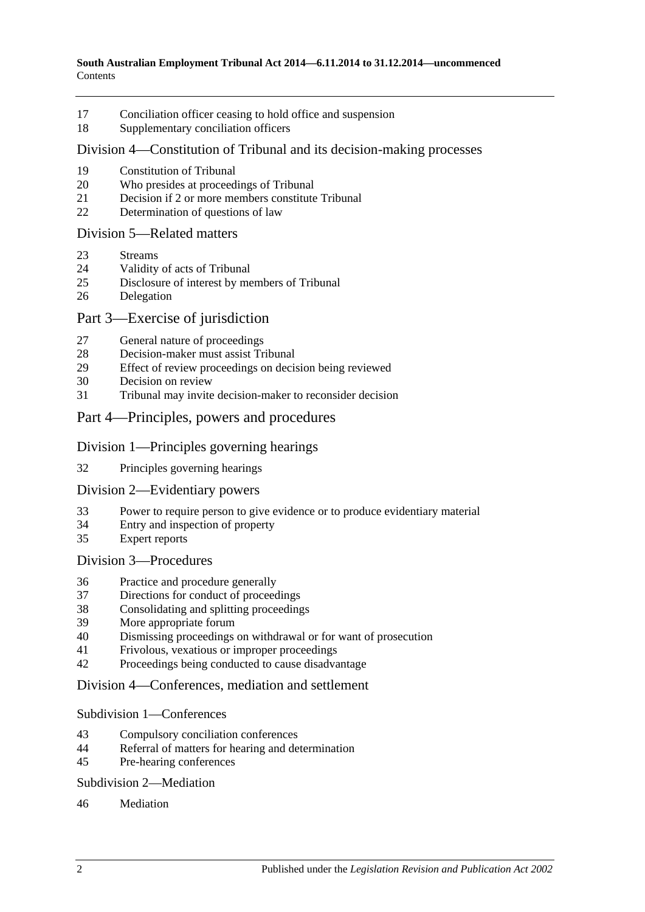17 Conciliation officer ceasing to hold office and suspension
18 Supplementary conciliation officers

## Division 4—Constitution of Tribunal and its decision-making processes

19 Constitution of Tribunal
20 Who presides at proceedings of Tribunal
21 Decision if 2 or more members constitute Tribunal
22 Determination of questions of law

## Division 5—Related matters

23 Streams
24 Validity of acts of Tribunal
25 Disclosure of interest by members of Tribunal
26 Delegation

# Part 3—Exercise of jurisdiction

27 General nature of proceedings
28 Decision-maker must assist Tribunal
29 Effect of review proceedings on decision being reviewed
30 Decision on review
31 Tribunal may invite decision-maker to reconsider decision

# Part 4—Principles, powers and procedures

## Division 1—Principles governing hearings

32 Principles governing hearings

## Division 2—Evidentiary powers

33 Power to require person to give evidence or to produce evidentiary material
34 Entry and inspection of property
35 Expert reports

## Division 3—Procedures

36 Practice and procedure generally
37 Directions for conduct of proceedings
38 Consolidating and splitting proceedings
39 More appropriate forum
40 Dismissing proceedings on withdrawal or for want of prosecution
41 Frivolous, vexatious or improper proceedings
42 Proceedings being conducted to cause disadvantage

## Division 4—Conferences, mediation and settlement

### Subdivision 1—Conferences

43 Compulsory conciliation conferences
44 Referral of matters for hearing and determination
45 Pre-hearing conferences

### Subdivision 2—Mediation

46 Mediation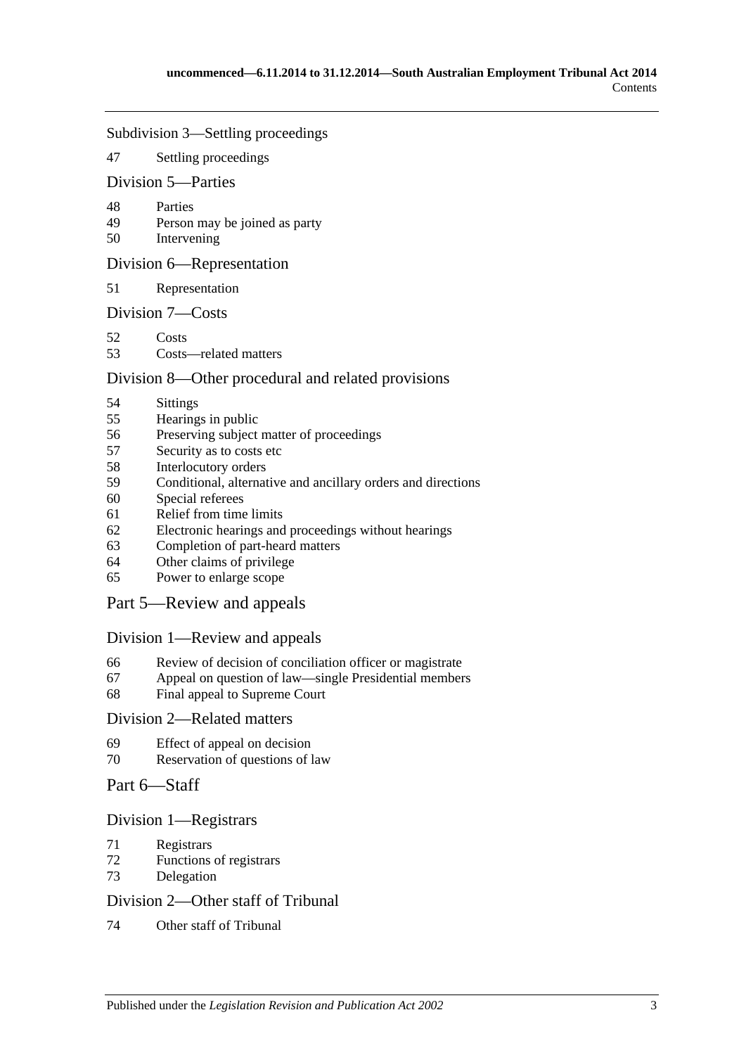Subdivision 3—Settling proceedings

47 Settling proceedings

Division 5—Parties

48 Parties
49 Person may be joined as party
50 Intervening

Division 6—Representation

51 Representation

Division 7—Costs

52 Costs
53 Costs—related matters

Division 8—Other procedural and related provisions

54 Sittings
55 Hearings in public
56 Preserving subject matter of proceedings
57 Security as to costs etc
58 Interlocutory orders
59 Conditional, alternative and ancillary orders and directions
60 Special referees
61 Relief from time limits
62 Electronic hearings and proceedings without hearings
63 Completion of part-heard matters
64 Other claims of privilege
65 Power to enlarge scope

Part 5—Review and appeals

Division 1—Review and appeals

66 Review of decision of conciliation officer or magistrate
67 Appeal on question of law—single Presidential members
68 Final appeal to Supreme Court

Division 2—Related matters

69 Effect of appeal on decision
70 Reservation of questions of law

Part 6—Staff

Division 1—Registrars

71 Registrars
72 Functions of registrars
73 Delegation

Division 2—Other staff of Tribunal

74 Other staff of Tribunal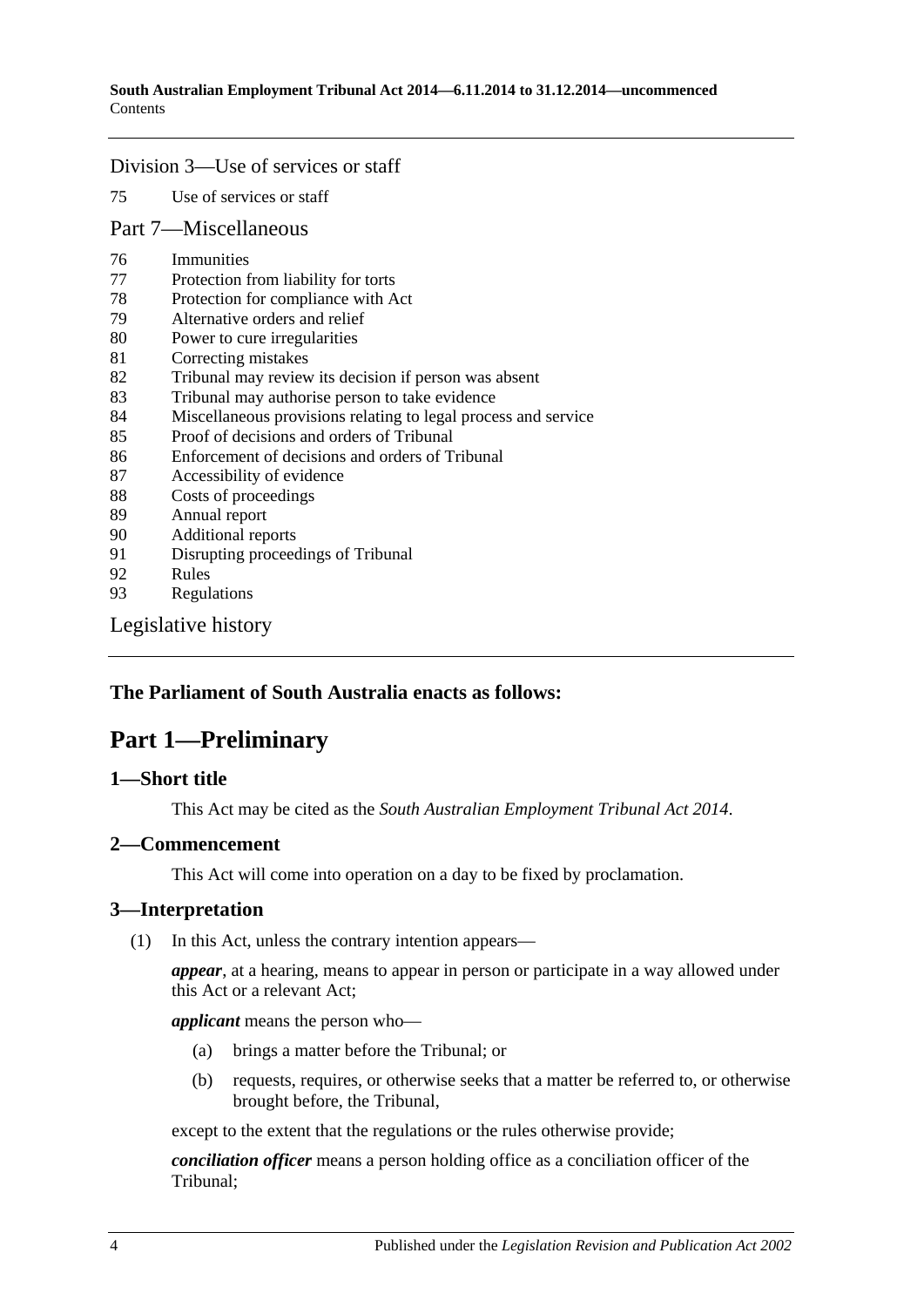Division 3—Use of services or staff

75 Use of services or staff

Part 7—Miscellaneous

76 Immunities
77 Protection from liability for torts
78 Protection for compliance with Act
79 Alternative orders and relief
80 Power to cure irregularities
81 Correcting mistakes
82 Tribunal may review its decision if person was absent
83 Tribunal may authorise person to take evidence
84 Miscellaneous provisions relating to legal process and service
85 Proof of decisions and orders of Tribunal
86 Enforcement of decisions and orders of Tribunal
87 Accessibility of evidence
88 Costs of proceedings
89 Annual report
90 Additional reports
91 Disrupting proceedings of Tribunal
92 Rules
93 Regulations

Legislative history

**The Parliament of South Australia enacts as follows:**

# Part 1—Preliminary

## 1—Short title

This Act may be cited as the *South Australian Employment Tribunal Act 2014*.

## 2—Commencement

This Act will come into operation on a day to be fixed by proclamation.

## 3—Interpretation

(1) In this Act, unless the contrary intention appears—

***appear***, at a hearing, means to appear in person or participate in a way allowed under this Act or a relevant Act;

***applicant*** means the person who—

(a) brings a matter before the Tribunal; or

(b) requests, requires, or otherwise seeks that a matter be referred to, or otherwise brought before, the Tribunal,

except to the extent that the regulations or the rules otherwise provide;

***conciliation officer*** means a person holding office as a conciliation officer of the Tribunal;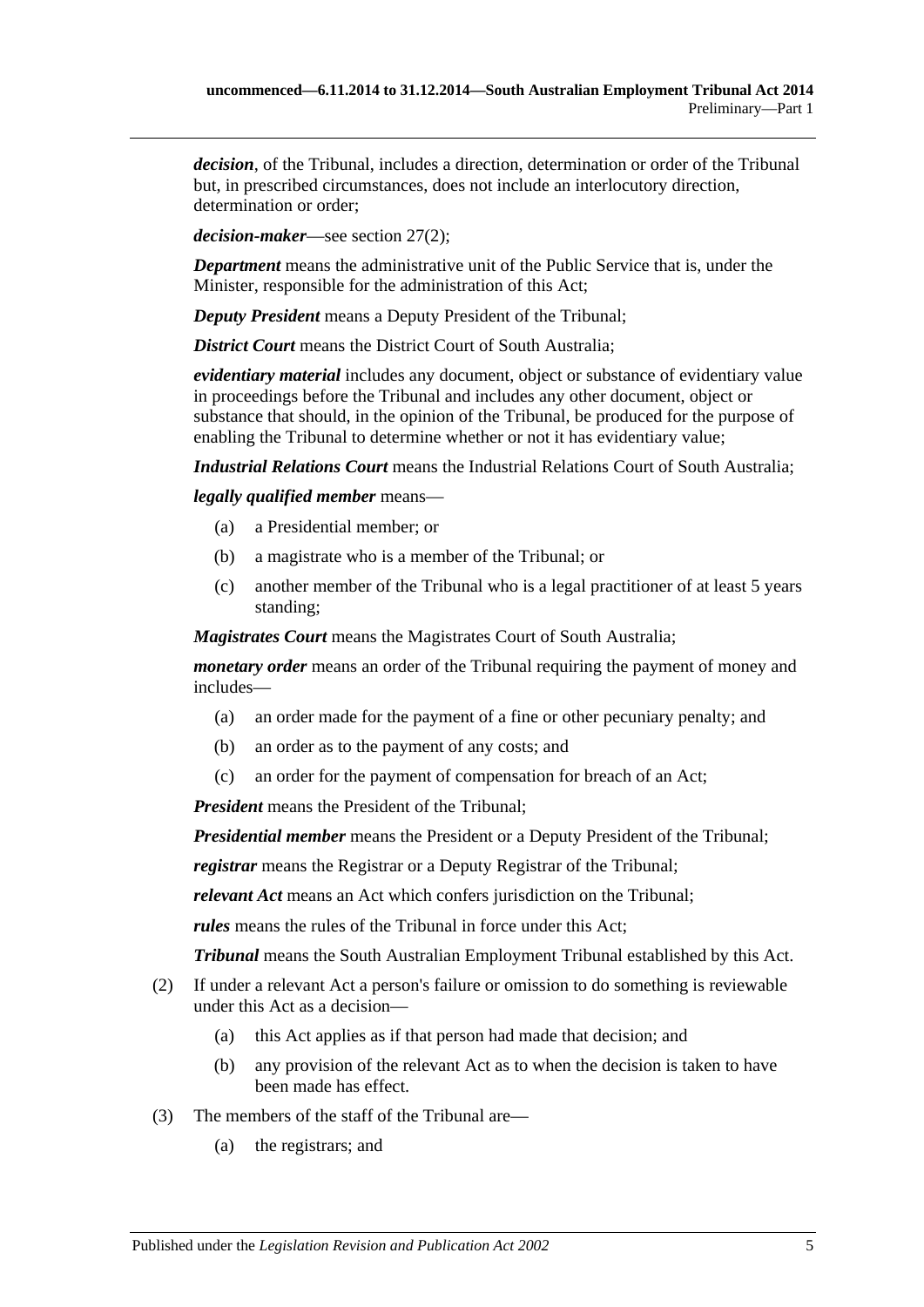***decision***, of the Tribunal, includes a direction, determination or order of the Tribunal but, in prescribed circumstances, does not include an interlocutory direction, determination or order;

***decision-maker***—see section 27(2);

***Department*** means the administrative unit of the Public Service that is, under the Minister, responsible for the administration of this Act;

***Deputy President*** means a Deputy President of the Tribunal;

***District Court*** means the District Court of South Australia;

***evidentiary material*** includes any document, object or substance of evidentiary value in proceedings before the Tribunal and includes any other document, object or substance that should, in the opinion of the Tribunal, be produced for the purpose of enabling the Tribunal to determine whether or not it has evidentiary value;

***Industrial Relations Court*** means the Industrial Relations Court of South Australia;

***legally qualified member*** means—

- (a) a Presidential member; or
- (b) a magistrate who is a member of the Tribunal; or
- (c) another member of the Tribunal who is a legal practitioner of at least 5 years standing;

***Magistrates Court*** means the Magistrates Court of South Australia;

***monetary order*** means an order of the Tribunal requiring the payment of money and includes—

- (a) an order made for the payment of a fine or other pecuniary penalty; and
- (b) an order as to the payment of any costs; and
- (c) an order for the payment of compensation for breach of an Act;

***President*** means the President of the Tribunal;

***Presidential member*** means the President or a Deputy President of the Tribunal;

***registrar*** means the Registrar or a Deputy Registrar of the Tribunal;

***relevant Act*** means an Act which confers jurisdiction on the Tribunal;

***rules*** means the rules of the Tribunal in force under this Act;

***Tribunal*** means the South Australian Employment Tribunal established by this Act.

(2) If under a relevant Act a person's failure or omission to do something is reviewable under this Act as a decision—

- (a) this Act applies as if that person had made that decision; and
- (b) any provision of the relevant Act as to when the decision is taken to have been made has effect.

(3) The members of the staff of the Tribunal are—

- (a) the registrars; and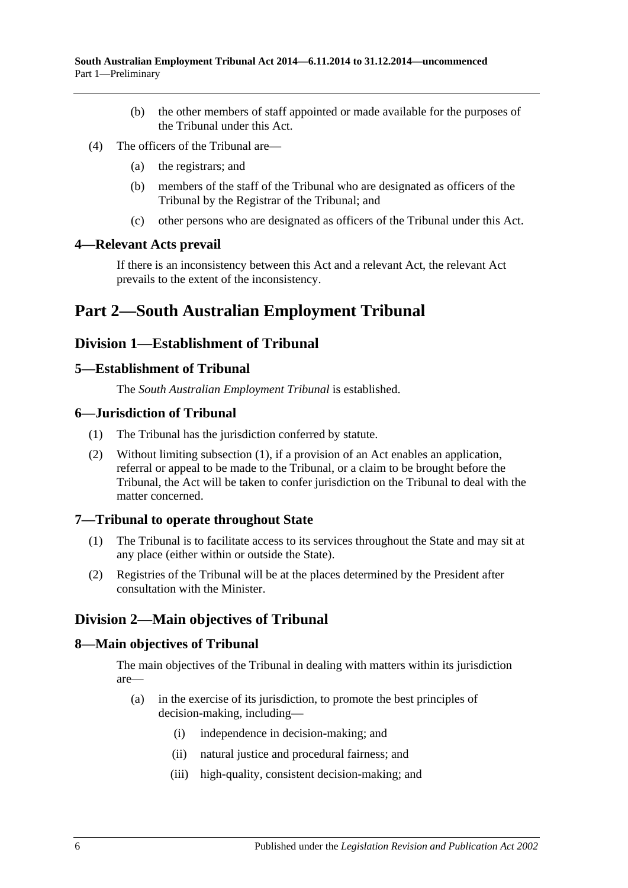(b) the other members of staff appointed or made available for the purposes of the Tribunal under this Act.

(4) The officers of the Tribunal are—

(a) the registrars; and

(b) members of the staff of the Tribunal who are designated as officers of the Tribunal by the Registrar of the Tribunal; and

(c) other persons who are designated as officers of the Tribunal under this Act.

### 4—Relevant Acts prevail

If there is an inconsistency between this Act and a relevant Act, the relevant Act prevails to the extent of the inconsistency.

# Part 2—South Australian Employment Tribunal

## Division 1—Establishment of Tribunal

### 5—Establishment of Tribunal

The *South Australian Employment Tribunal* is established.

### 6—Jurisdiction of Tribunal

(1) The Tribunal has the jurisdiction conferred by statute.

(2) Without limiting subsection (1), if a provision of an Act enables an application, referral or appeal to be made to the Tribunal, or a claim to be brought before the Tribunal, the Act will be taken to confer jurisdiction on the Tribunal to deal with the matter concerned.

### 7—Tribunal to operate throughout State

(1) The Tribunal is to facilitate access to its services throughout the State and may sit at any place (either within or outside the State).

(2) Registries of the Tribunal will be at the places determined by the President after consultation with the Minister.

## Division 2—Main objectives of Tribunal

### 8—Main objectives of Tribunal

The main objectives of the Tribunal in dealing with matters within its jurisdiction are—

(a) in the exercise of its jurisdiction, to promote the best principles of decision-making, including—

(i) independence in decision-making; and

(ii) natural justice and procedural fairness; and

(iii) high-quality, consistent decision-making; and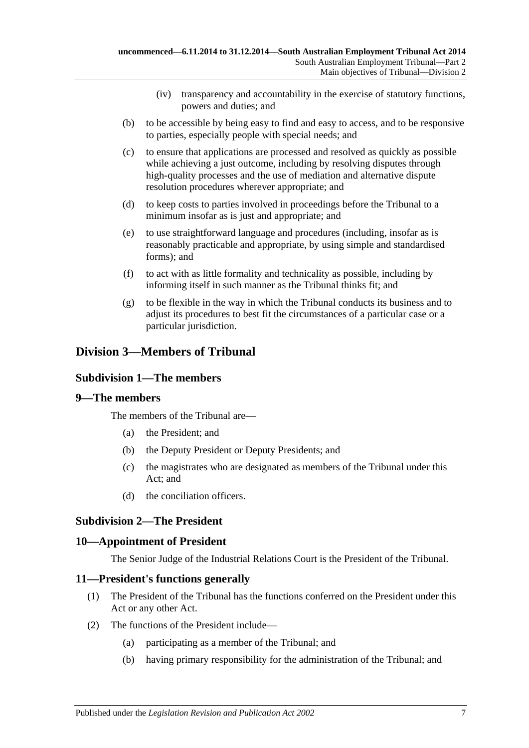(iv) transparency and accountability in the exercise of statutory functions, powers and duties; and

(b) to be accessible by being easy to find and easy to access, and to be responsive to parties, especially people with special needs; and

(c) to ensure that applications are processed and resolved as quickly as possible while achieving a just outcome, including by resolving disputes through high-quality processes and the use of mediation and alternative dispute resolution procedures wherever appropriate; and

(d) to keep costs to parties involved in proceedings before the Tribunal to a minimum insofar as is just and appropriate; and

(e) to use straightforward language and procedures (including, insofar as is reasonably practicable and appropriate, by using simple and standardised forms); and

(f) to act with as little formality and technicality as possible, including by informing itself in such manner as the Tribunal thinks fit; and

(g) to be flexible in the way in which the Tribunal conducts its business and to adjust its procedures to best fit the circumstances of a particular case or a particular jurisdiction.

## Division 3—Members of Tribunal

### Subdivision 1—The members

### 9—The members

The members of the Tribunal are—

(a) the President; and

(b) the Deputy President or Deputy Presidents; and

(c) the magistrates who are designated as members of the Tribunal under this Act; and

(d) the conciliation officers.

### Subdivision 2—The President

### 10—Appointment of President

The Senior Judge of the Industrial Relations Court is the President of the Tribunal.

### 11—President's functions generally

(1) The President of the Tribunal has the functions conferred on the President under this Act or any other Act.

(2) The functions of the President include—

(a) participating as a member of the Tribunal; and

(b) having primary responsibility for the administration of the Tribunal; and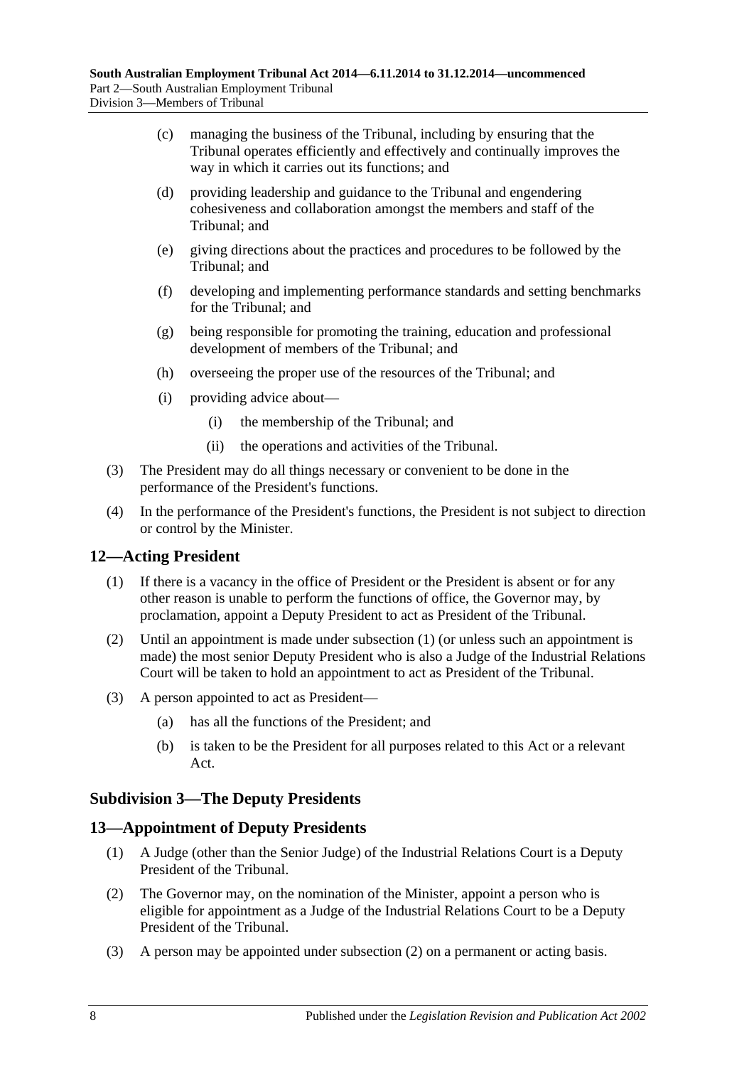(c) managing the business of the Tribunal, including by ensuring that the Tribunal operates efficiently and effectively and continually improves the way in which it carries out its functions; and

(d) providing leadership and guidance to the Tribunal and engendering cohesiveness and collaboration amongst the members and staff of the Tribunal; and

(e) giving directions about the practices and procedures to be followed by the Tribunal; and

(f) developing and implementing performance standards and setting benchmarks for the Tribunal; and

(g) being responsible for promoting the training, education and professional development of members of the Tribunal; and

(h) overseeing the proper use of the resources of the Tribunal; and

(i) providing advice about—

(i) the membership of the Tribunal; and

(ii) the operations and activities of the Tribunal.

(3) The President may do all things necessary or convenient to be done in the performance of the President's functions.

(4) In the performance of the President's functions, the President is not subject to direction or control by the Minister.

## 12—Acting President

(1) If there is a vacancy in the office of President or the President is absent or for any other reason is unable to perform the functions of office, the Governor may, by proclamation, appoint a Deputy President to act as President of the Tribunal.

(2) Until an appointment is made under subsection (1) (or unless such an appointment is made) the most senior Deputy President who is also a Judge of the Industrial Relations Court will be taken to hold an appointment to act as President of the Tribunal.

(3) A person appointed to act as President—

(a) has all the functions of the President; and

(b) is taken to be the President for all purposes related to this Act or a relevant Act.

### Subdivision 3—The Deputy Presidents

## 13—Appointment of Deputy Presidents

(1) A Judge (other than the Senior Judge) of the Industrial Relations Court is a Deputy President of the Tribunal.

(2) The Governor may, on the nomination of the Minister, appoint a person who is eligible for appointment as a Judge of the Industrial Relations Court to be a Deputy President of the Tribunal.

(3) A person may be appointed under subsection (2) on a permanent or acting basis.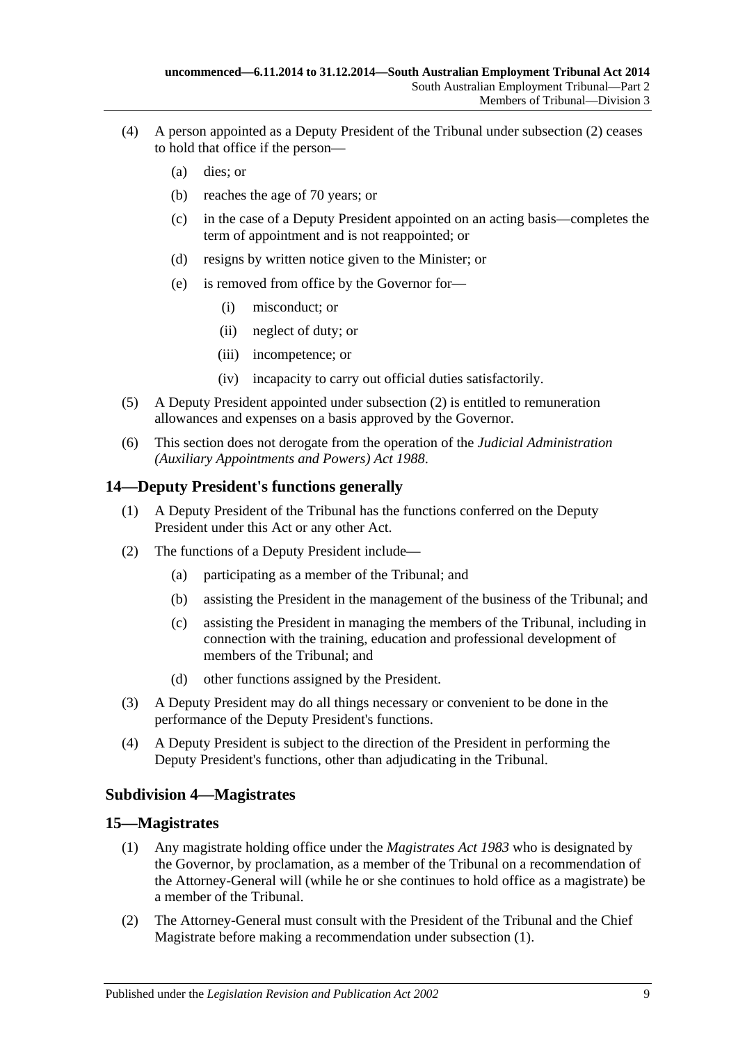(4) A person appointed as a Deputy President of the Tribunal under subsection (2) ceases to hold that office if the person—

  (a) dies; or

  (b) reaches the age of 70 years; or

  (c) in the case of a Deputy President appointed on an acting basis—completes the term of appointment and is not reappointed; or

  (d) resigns by written notice given to the Minister; or

  (e) is removed from office by the Governor for—

    (i) misconduct; or

    (ii) neglect of duty; or

    (iii) incompetence; or

    (iv) incapacity to carry out official duties satisfactorily.

(5) A Deputy President appointed under subsection (2) is entitled to remuneration allowances and expenses on a basis approved by the Governor.

(6) This section does not derogate from the operation of the *Judicial Administration (Auxiliary Appointments and Powers) Act 1988*.

## 14—Deputy President's functions generally

(1) A Deputy President of the Tribunal has the functions conferred on the Deputy President under this Act or any other Act.

(2) The functions of a Deputy President include—

  (a) participating as a member of the Tribunal; and

  (b) assisting the President in the management of the business of the Tribunal; and

  (c) assisting the President in managing the members of the Tribunal, including in connection with the training, education and professional development of members of the Tribunal; and

  (d) other functions assigned by the President.

(3) A Deputy President may do all things necessary or convenient to be done in the performance of the Deputy President's functions.

(4) A Deputy President is subject to the direction of the President in performing the Deputy President's functions, other than adjudicating in the Tribunal.

### Subdivision 4—Magistrates

## 15—Magistrates

(1) Any magistrate holding office under the *Magistrates Act 1983* who is designated by the Governor, by proclamation, as a member of the Tribunal on a recommendation of the Attorney-General will (while he or she continues to hold office as a magistrate) be a member of the Tribunal.

(2) The Attorney-General must consult with the President of the Tribunal and the Chief Magistrate before making a recommendation under subsection (1).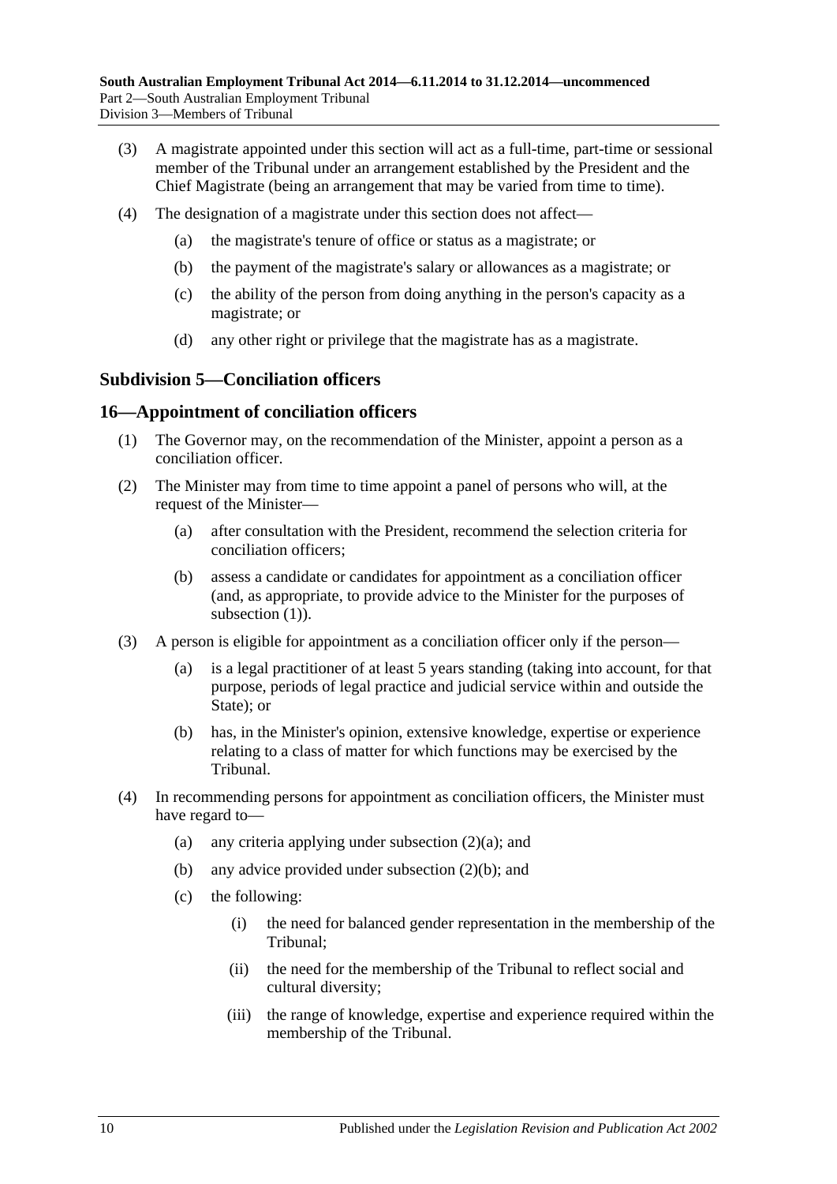(3) A magistrate appointed under this section will act as a full-time, part-time or sessional member of the Tribunal under an arrangement established by the President and the Chief Magistrate (being an arrangement that may be varied from time to time).

(4) The designation of a magistrate under this section does not affect—

(a) the magistrate's tenure of office or status as a magistrate; or

(b) the payment of the magistrate's salary or allowances as a magistrate; or

(c) the ability of the person from doing anything in the person's capacity as a magistrate; or

(d) any other right or privilege that the magistrate has as a magistrate.

### Subdivision 5—Conciliation officers

### 16—Appointment of conciliation officers

(1) The Governor may, on the recommendation of the Minister, appoint a person as a conciliation officer.

(2) The Minister may from time to time appoint a panel of persons who will, at the request of the Minister—

(a) after consultation with the President, recommend the selection criteria for conciliation officers;

(b) assess a candidate or candidates for appointment as a conciliation officer (and, as appropriate, to provide advice to the Minister for the purposes of subsection (1)).

(3) A person is eligible for appointment as a conciliation officer only if the person—

(a) is a legal practitioner of at least 5 years standing (taking into account, for that purpose, periods of legal practice and judicial service within and outside the State); or

(b) has, in the Minister's opinion, extensive knowledge, expertise or experience relating to a class of matter for which functions may be exercised by the Tribunal.

(4) In recommending persons for appointment as conciliation officers, the Minister must have regard to—

(a) any criteria applying under subsection (2)(a); and

(b) any advice provided under subsection (2)(b); and

(c) the following:

(i) the need for balanced gender representation in the membership of the Tribunal;

(ii) the need for the membership of the Tribunal to reflect social and cultural diversity;

(iii) the range of knowledge, expertise and experience required within the membership of the Tribunal.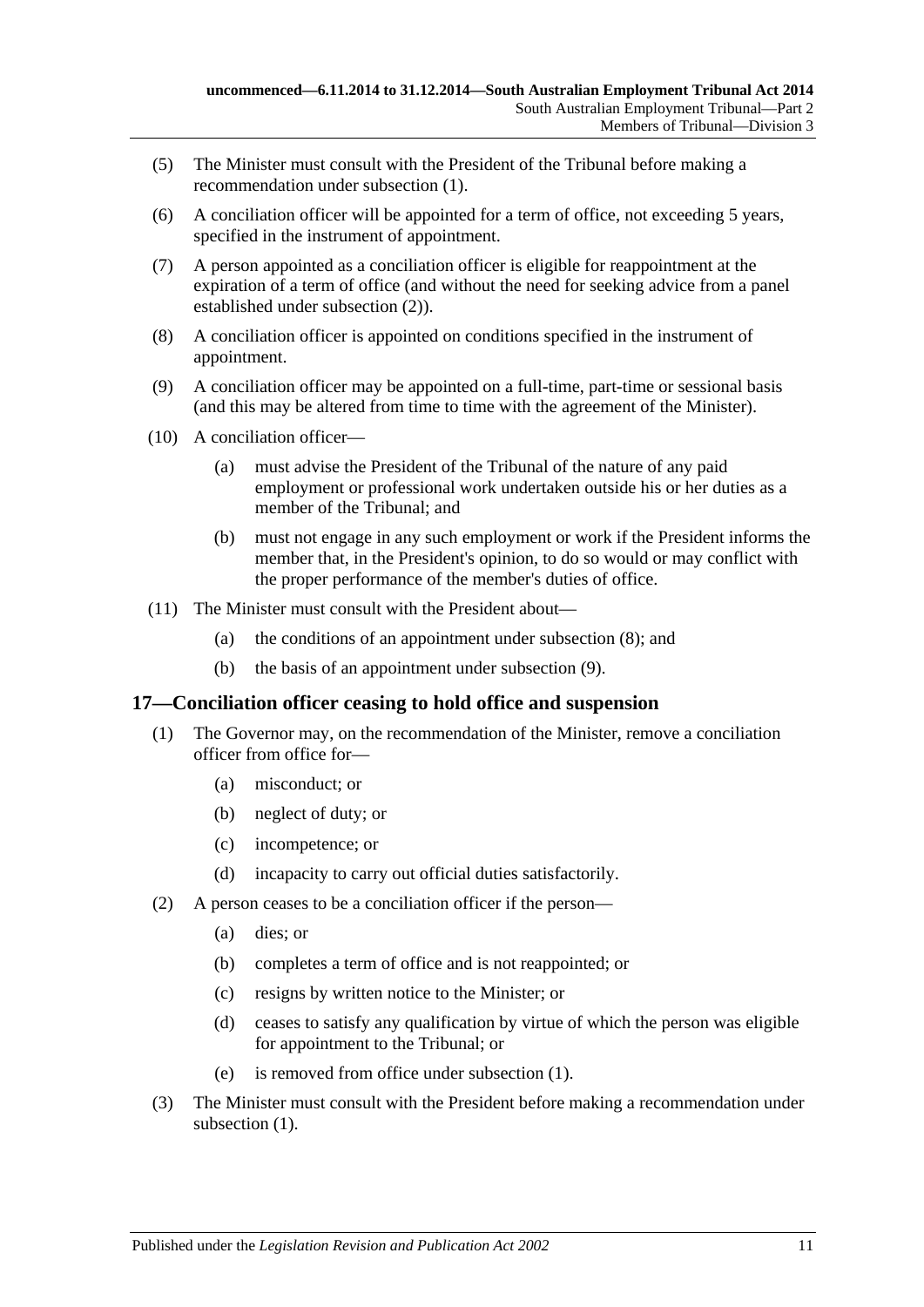(5) The Minister must consult with the President of the Tribunal before making a recommendation under subsection (1).

(6) A conciliation officer will be appointed for a term of office, not exceeding 5 years, specified in the instrument of appointment.

(7) A person appointed as a conciliation officer is eligible for reappointment at the expiration of a term of office (and without the need for seeking advice from a panel established under subsection (2)).

(8) A conciliation officer is appointed on conditions specified in the instrument of appointment.

(9) A conciliation officer may be appointed on a full-time, part-time or sessional basis (and this may be altered from time to time with the agreement of the Minister).

(10) A conciliation officer—

(a) must advise the President of the Tribunal of the nature of any paid employment or professional work undertaken outside his or her duties as a member of the Tribunal; and

(b) must not engage in any such employment or work if the President informs the member that, in the President's opinion, to do so would or may conflict with the proper performance of the member's duties of office.

(11) The Minister must consult with the President about—

(a) the conditions of an appointment under subsection (8); and

(b) the basis of an appointment under subsection (9).

## 17—Conciliation officer ceasing to hold office and suspension

(1) The Governor may, on the recommendation of the Minister, remove a conciliation officer from office for—

(a) misconduct; or

(b) neglect of duty; or

(c) incompetence; or

(d) incapacity to carry out official duties satisfactorily.

(2) A person ceases to be a conciliation officer if the person—

(a) dies; or

(b) completes a term of office and is not reappointed; or

(c) resigns by written notice to the Minister; or

(d) ceases to satisfy any qualification by virtue of which the person was eligible for appointment to the Tribunal; or

(e) is removed from office under subsection (1).

(3) The Minister must consult with the President before making a recommendation under subsection (1).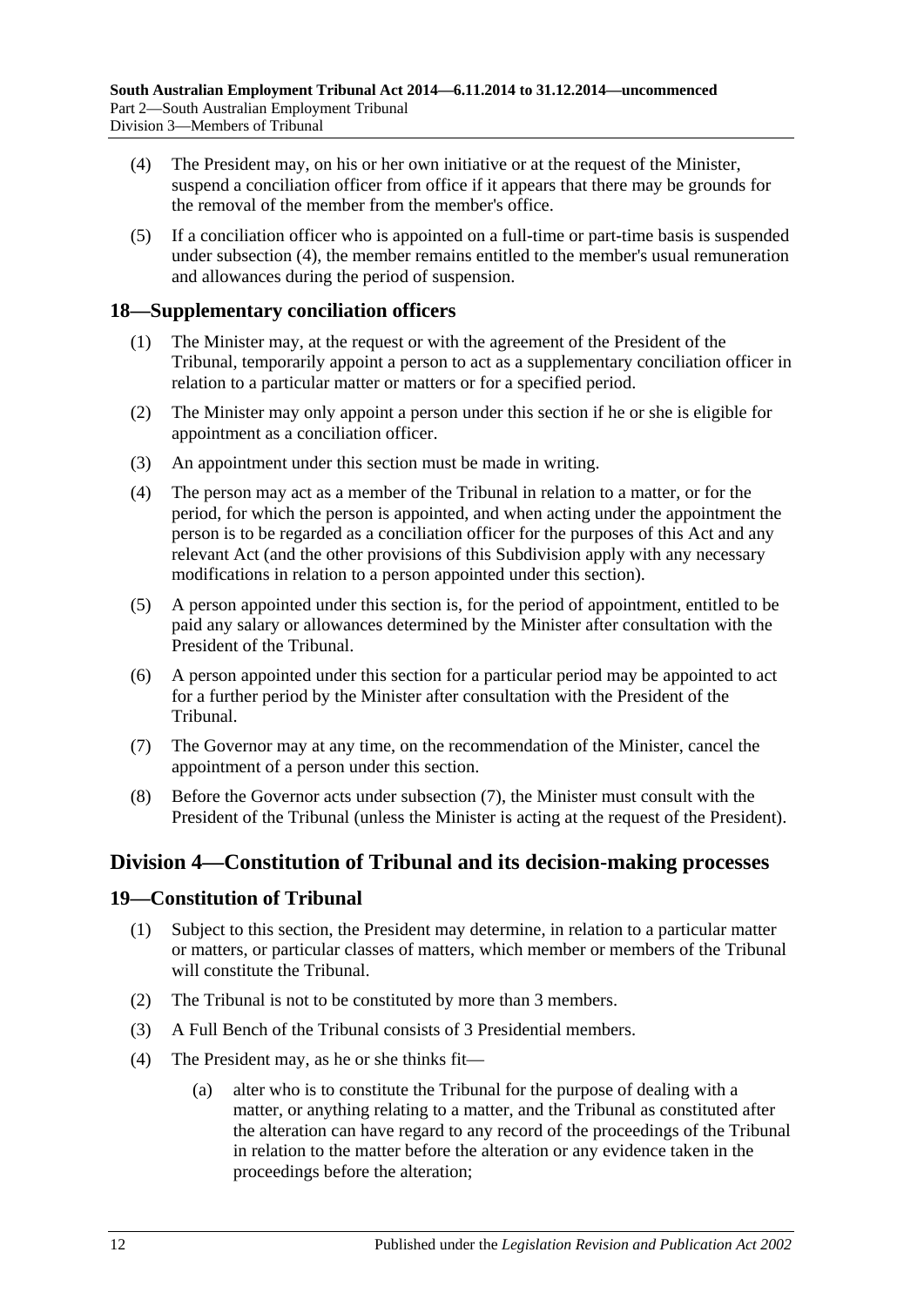(4) The President may, on his or her own initiative or at the request of the Minister, suspend a conciliation officer from office if it appears that there may be grounds for the removal of the member from the member's office.

(5) If a conciliation officer who is appointed on a full-time or part-time basis is suspended under subsection (4), the member remains entitled to the member's usual remuneration and allowances during the period of suspension.

### 18—Supplementary conciliation officers

(1) The Minister may, at the request or with the agreement of the President of the Tribunal, temporarily appoint a person to act as a supplementary conciliation officer in relation to a particular matter or matters or for a specified period.

(2) The Minister may only appoint a person under this section if he or she is eligible for appointment as a conciliation officer.

(3) An appointment under this section must be made in writing.

(4) The person may act as a member of the Tribunal in relation to a matter, or for the period, for which the person is appointed, and when acting under the appointment the person is to be regarded as a conciliation officer for the purposes of this Act and any relevant Act (and the other provisions of this Subdivision apply with any necessary modifications in relation to a person appointed under this section).

(5) A person appointed under this section is, for the period of appointment, entitled to be paid any salary or allowances determined by the Minister after consultation with the President of the Tribunal.

(6) A person appointed under this section for a particular period may be appointed to act for a further period by the Minister after consultation with the President of the Tribunal.

(7) The Governor may at any time, on the recommendation of the Minister, cancel the appointment of a person under this section.

(8) Before the Governor acts under subsection (7), the Minister must consult with the President of the Tribunal (unless the Minister is acting at the request of the President).

## Division 4—Constitution of Tribunal and its decision-making processes

### 19—Constitution of Tribunal

(1) Subject to this section, the President may determine, in relation to a particular matter or matters, or particular classes of matters, which member or members of the Tribunal will constitute the Tribunal.

(2) The Tribunal is not to be constituted by more than 3 members.

(3) A Full Bench of the Tribunal consists of 3 Presidential members.

(4) The President may, as he or she thinks fit—

- (a) alter who is to constitute the Tribunal for the purpose of dealing with a matter, or anything relating to a matter, and the Tribunal as constituted after the alteration can have regard to any record of the proceedings of the Tribunal in relation to the matter before the alteration or any evidence taken in the proceedings before the alteration;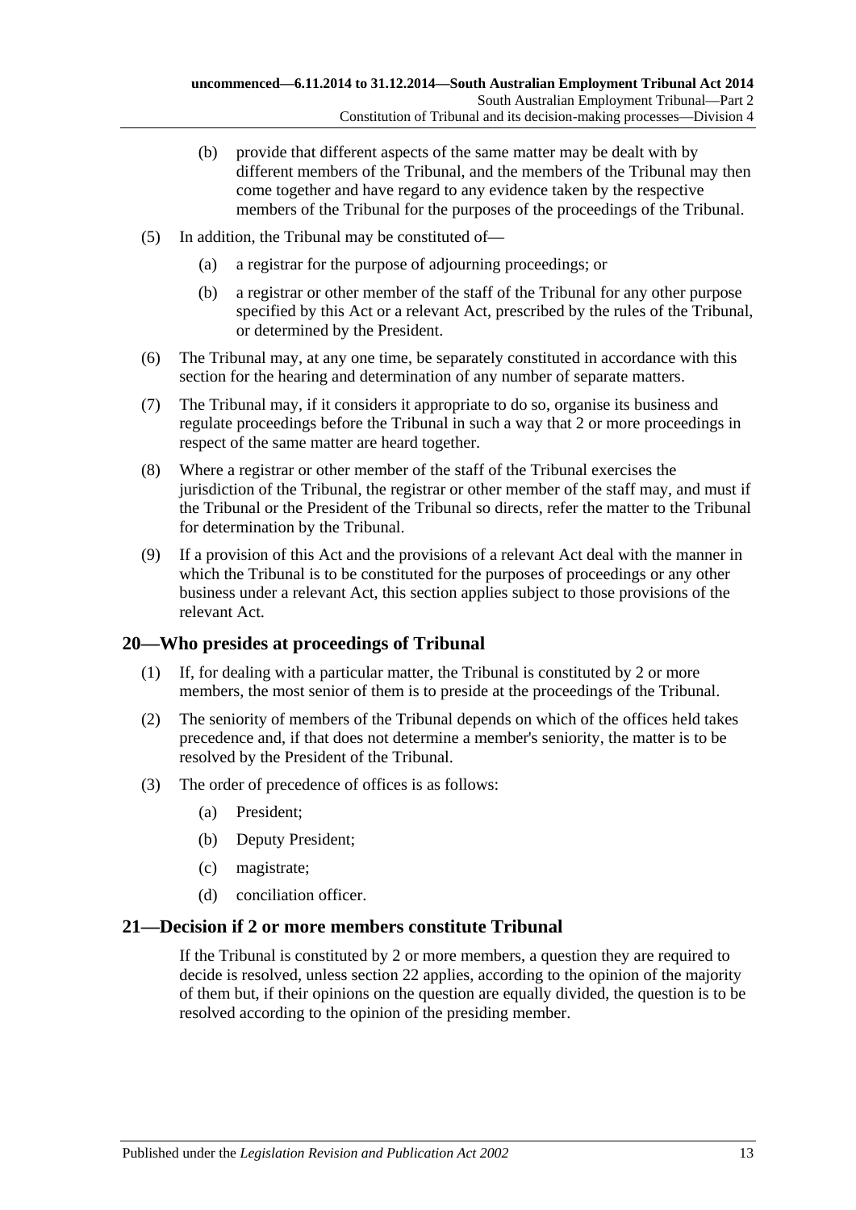(b) provide that different aspects of the same matter may be dealt with by different members of the Tribunal, and the members of the Tribunal may then come together and have regard to any evidence taken by the respective members of the Tribunal for the purposes of the proceedings of the Tribunal.

(5) In addition, the Tribunal may be constituted of—

(a) a registrar for the purpose of adjourning proceedings; or

(b) a registrar or other member of the staff of the Tribunal for any other purpose specified by this Act or a relevant Act, prescribed by the rules of the Tribunal, or determined by the President.

(6) The Tribunal may, at any one time, be separately constituted in accordance with this section for the hearing and determination of any number of separate matters.

(7) The Tribunal may, if it considers it appropriate to do so, organise its business and regulate proceedings before the Tribunal in such a way that 2 or more proceedings in respect of the same matter are heard together.

(8) Where a registrar or other member of the staff of the Tribunal exercises the jurisdiction of the Tribunal, the registrar or other member of the staff may, and must if the Tribunal or the President of the Tribunal so directs, refer the matter to the Tribunal for determination by the Tribunal.

(9) If a provision of this Act and the provisions of a relevant Act deal with the manner in which the Tribunal is to be constituted for the purposes of proceedings or any other business under a relevant Act, this section applies subject to those provisions of the relevant Act.

## 20—Who presides at proceedings of Tribunal

(1) If, for dealing with a particular matter, the Tribunal is constituted by 2 or more members, the most senior of them is to preside at the proceedings of the Tribunal.

(2) The seniority of members of the Tribunal depends on which of the offices held takes precedence and, if that does not determine a member's seniority, the matter is to be resolved by the President of the Tribunal.

(3) The order of precedence of offices is as follows:

(a) President;

(b) Deputy President;

(c) magistrate;

(d) conciliation officer.

## 21—Decision if 2 or more members constitute Tribunal

If the Tribunal is constituted by 2 or more members, a question they are required to decide is resolved, unless section 22 applies, according to the opinion of the majority of them but, if their opinions on the question are equally divided, the question is to be resolved according to the opinion of the presiding member.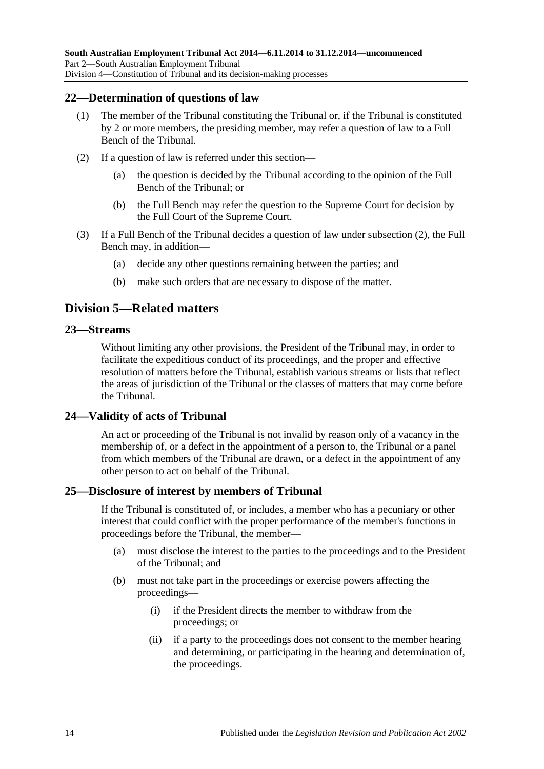## 22—Determination of questions of law

(1) The member of the Tribunal constituting the Tribunal or, if the Tribunal is constituted by 2 or more members, the presiding member, may refer a question of law to a Full Bench of the Tribunal.

(2) If a question of law is referred under this section—

  (a) the question is decided by the Tribunal according to the opinion of the Full Bench of the Tribunal; or

  (b) the Full Bench may refer the question to the Supreme Court for decision by the Full Court of the Supreme Court.

(3) If a Full Bench of the Tribunal decides a question of law under subsection (2), the Full Bench may, in addition—

  (a) decide any other questions remaining between the parties; and

  (b) make such orders that are necessary to dispose of the matter.

# Division 5—Related matters

## 23—Streams

Without limiting any other provisions, the President of the Tribunal may, in order to facilitate the expeditious conduct of its proceedings, and the proper and effective resolution of matters before the Tribunal, establish various streams or lists that reflect the areas of jurisdiction of the Tribunal or the classes of matters that may come before the Tribunal.

## 24—Validity of acts of Tribunal

An act or proceeding of the Tribunal is not invalid by reason only of a vacancy in the membership of, or a defect in the appointment of a person to, the Tribunal or a panel from which members of the Tribunal are drawn, or a defect in the appointment of any other person to act on behalf of the Tribunal.

## 25—Disclosure of interest by members of Tribunal

If the Tribunal is constituted of, or includes, a member who has a pecuniary or other interest that could conflict with the proper performance of the member's functions in proceedings before the Tribunal, the member—

  (a) must disclose the interest to the parties to the proceedings and to the President of the Tribunal; and

  (b) must not take part in the proceedings or exercise powers affecting the proceedings—

    (i) if the President directs the member to withdraw from the proceedings; or

    (ii) if a party to the proceedings does not consent to the member hearing and determining, or participating in the hearing and determination of, the proceedings.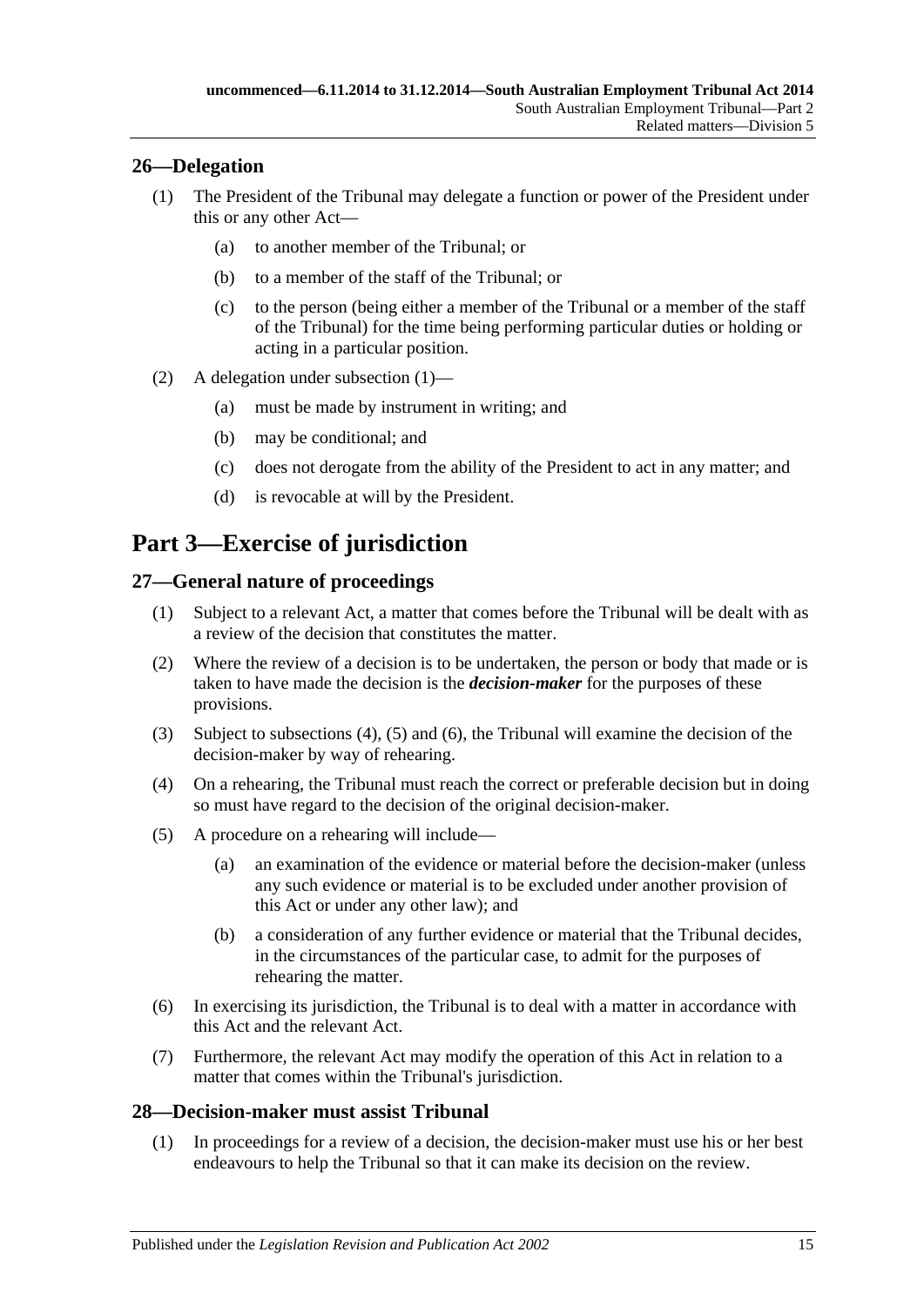## 26—Delegation

(1) The President of the Tribunal may delegate a function or power of the President under this or any other Act—

- (a) to another member of the Tribunal; or
- (b) to a member of the staff of the Tribunal; or
- (c) to the person (being either a member of the Tribunal or a member of the staff of the Tribunal) for the time being performing particular duties or holding or acting in a particular position.

(2) A delegation under subsection (1)—

- (a) must be made by instrument in writing; and
- (b) may be conditional; and
- (c) does not derogate from the ability of the President to act in any matter; and
- (d) is revocable at will by the President.

# Part 3—Exercise of jurisdiction

## 27—General nature of proceedings

(1) Subject to a relevant Act, a matter that comes before the Tribunal will be dealt with as a review of the decision that constitutes the matter.

(2) Where the review of a decision is to be undertaken, the person or body that made or is taken to have made the decision is the ***decision-maker*** for the purposes of these provisions.

(3) Subject to subsections (4), (5) and (6), the Tribunal will examine the decision of the decision-maker by way of rehearing.

(4) On a rehearing, the Tribunal must reach the correct or preferable decision but in doing so must have regard to the decision of the original decision-maker.

(5) A procedure on a rehearing will include—

- (a) an examination of the evidence or material before the decision-maker (unless any such evidence or material is to be excluded under another provision of this Act or under any other law); and
- (b) a consideration of any further evidence or material that the Tribunal decides, in the circumstances of the particular case, to admit for the purposes of rehearing the matter.

(6) In exercising its jurisdiction, the Tribunal is to deal with a matter in accordance with this Act and the relevant Act.

(7) Furthermore, the relevant Act may modify the operation of this Act in relation to a matter that comes within the Tribunal's jurisdiction.

## 28—Decision-maker must assist Tribunal

(1) In proceedings for a review of a decision, the decision-maker must use his or her best endeavours to help the Tribunal so that it can make its decision on the review.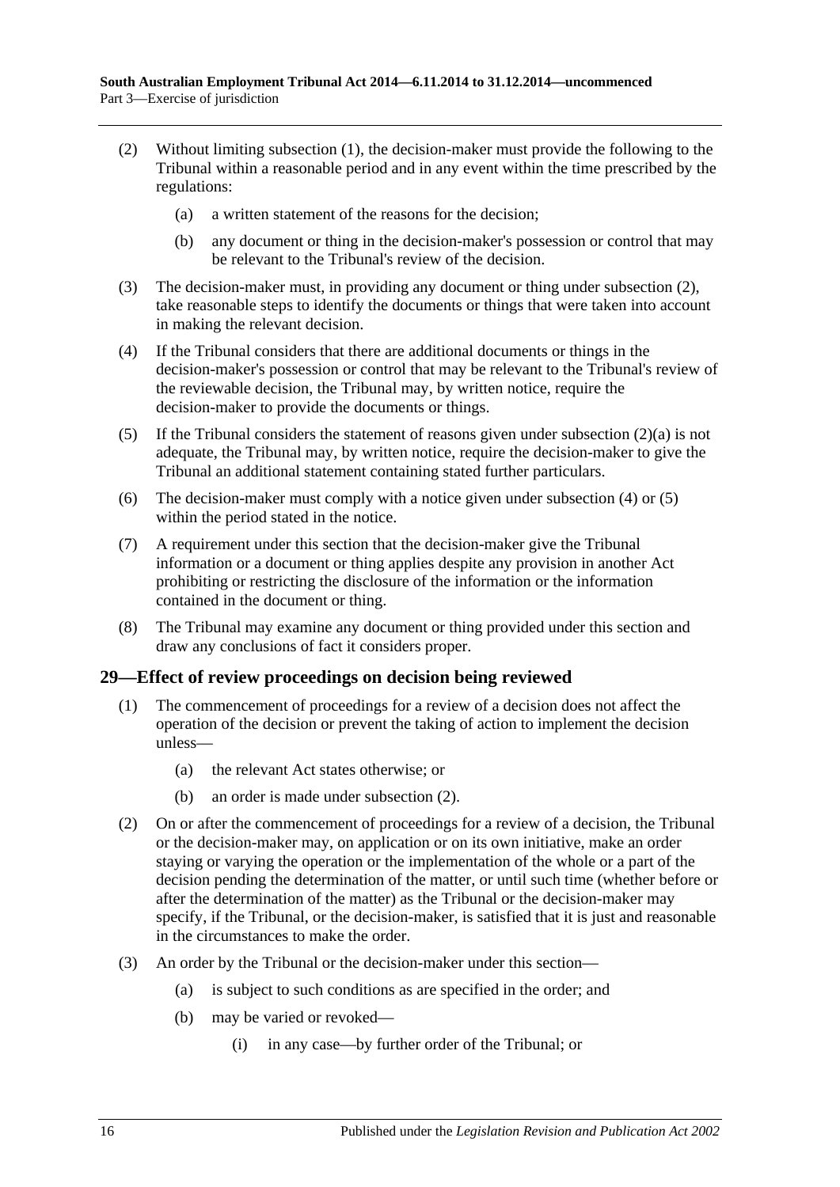(2) Without limiting subsection (1), the decision-maker must provide the following to the Tribunal within a reasonable period and in any event within the time prescribed by the regulations:

  (a) a written statement of the reasons for the decision;

  (b) any document or thing in the decision-maker's possession or control that may be relevant to the Tribunal's review of the decision.

(3) The decision-maker must, in providing any document or thing under subsection (2), take reasonable steps to identify the documents or things that were taken into account in making the relevant decision.

(4) If the Tribunal considers that there are additional documents or things in the decision-maker's possession or control that may be relevant to the Tribunal's review of the reviewable decision, the Tribunal may, by written notice, require the decision-maker to provide the documents or things.

(5) If the Tribunal considers the statement of reasons given under subsection (2)(a) is not adequate, the Tribunal may, by written notice, require the decision-maker to give the Tribunal an additional statement containing stated further particulars.

(6) The decision-maker must comply with a notice given under subsection (4) or (5) within the period stated in the notice.

(7) A requirement under this section that the decision-maker give the Tribunal information or a document or thing applies despite any provision in another Act prohibiting or restricting the disclosure of the information or the information contained in the document or thing.

(8) The Tribunal may examine any document or thing provided under this section and draw any conclusions of fact it considers proper.

## 29—Effect of review proceedings on decision being reviewed

(1) The commencement of proceedings for a review of a decision does not affect the operation of the decision or prevent the taking of action to implement the decision unless—

  (a) the relevant Act states otherwise; or

  (b) an order is made under subsection (2).

(2) On or after the commencement of proceedings for a review of a decision, the Tribunal or the decision-maker may, on application or on its own initiative, make an order staying or varying the operation or the implementation of the whole or a part of the decision pending the determination of the matter, or until such time (whether before or after the determination of the matter) as the Tribunal or the decision-maker may specify, if the Tribunal, or the decision-maker, is satisfied that it is just and reasonable in the circumstances to make the order.

(3) An order by the Tribunal or the decision-maker under this section—

  (a) is subject to such conditions as are specified in the order; and

  (b) may be varied or revoked—

    (i) in any case—by further order of the Tribunal; or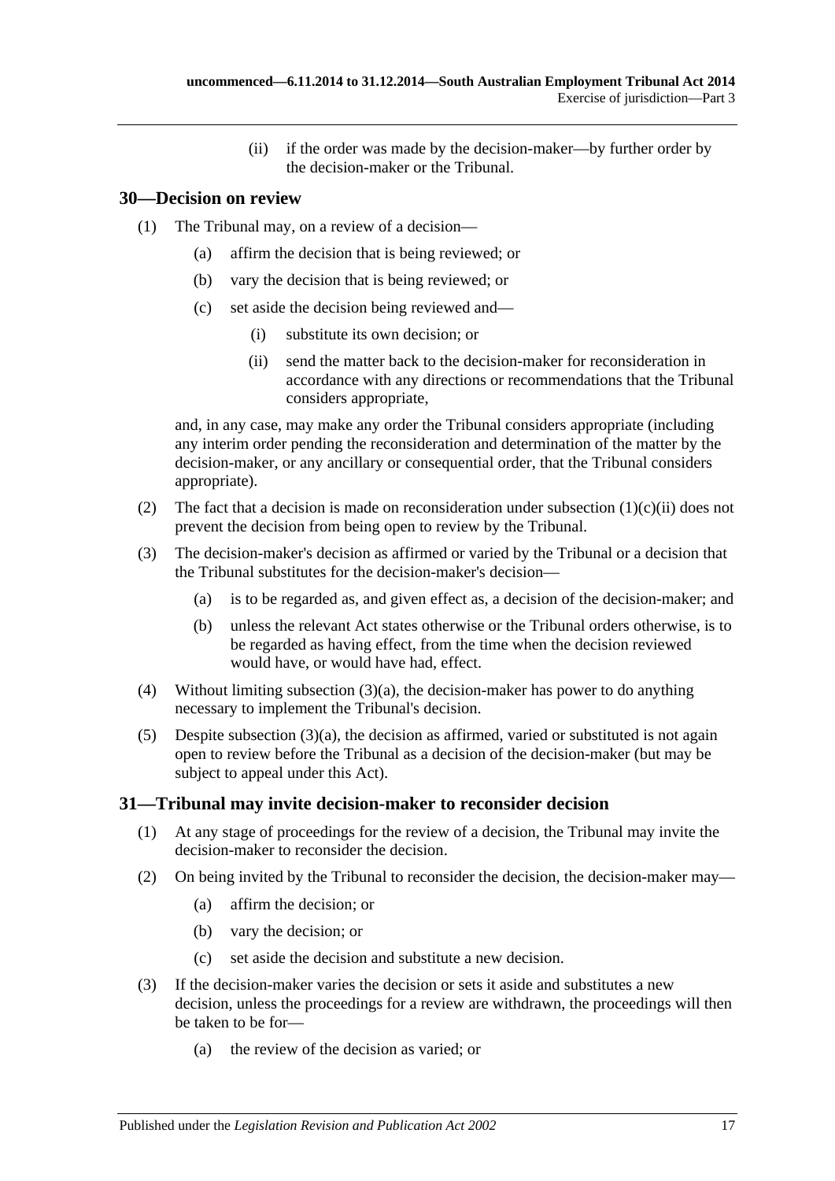(ii) if the order was made by the decision-maker—by further order by the decision-maker or the Tribunal.

## 30—Decision on review

(1) The Tribunal may, on a review of a decision—

(a) affirm the decision that is being reviewed; or

(b) vary the decision that is being reviewed; or

(c) set aside the decision being reviewed and—

(i) substitute its own decision; or

(ii) send the matter back to the decision-maker for reconsideration in accordance with any directions or recommendations that the Tribunal considers appropriate,

and, in any case, may make any order the Tribunal considers appropriate (including any interim order pending the reconsideration and determination of the matter by the decision-maker, or any ancillary or consequential order, that the Tribunal considers appropriate).

(2) The fact that a decision is made on reconsideration under subsection (1)(c)(ii) does not prevent the decision from being open to review by the Tribunal.

(3) The decision-maker's decision as affirmed or varied by the Tribunal or a decision that the Tribunal substitutes for the decision-maker's decision—

(a) is to be regarded as, and given effect as, a decision of the decision-maker; and

(b) unless the relevant Act states otherwise or the Tribunal orders otherwise, is to be regarded as having effect, from the time when the decision reviewed would have, or would have had, effect.

(4) Without limiting subsection (3)(a), the decision-maker has power to do anything necessary to implement the Tribunal's decision.

(5) Despite subsection (3)(a), the decision as affirmed, varied or substituted is not again open to review before the Tribunal as a decision of the decision-maker (but may be subject to appeal under this Act).

## 31—Tribunal may invite decision-maker to reconsider decision

(1) At any stage of proceedings for the review of a decision, the Tribunal may invite the decision-maker to reconsider the decision.

(2) On being invited by the Tribunal to reconsider the decision, the decision-maker may—

(a) affirm the decision; or

(b) vary the decision; or

(c) set aside the decision and substitute a new decision.

(3) If the decision-maker varies the decision or sets it aside and substitutes a new decision, unless the proceedings for a review are withdrawn, the proceedings will then be taken to be for—

(a) the review of the decision as varied; or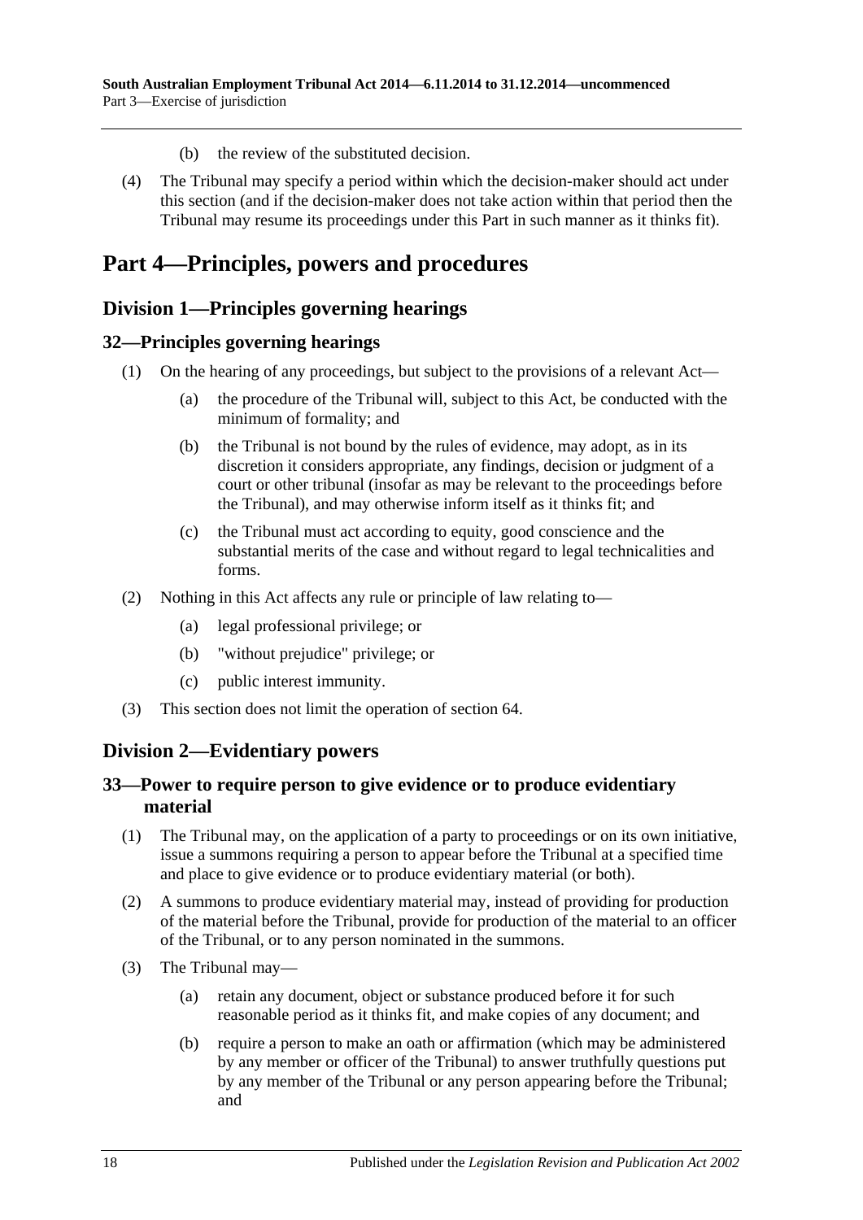(b) the review of the substituted decision.

(4) The Tribunal may specify a period within which the decision-maker should act under this section (and if the decision-maker does not take action within that period then the Tribunal may resume its proceedings under this Part in such manner as it thinks fit).

# Part 4—Principles, powers and procedures

## Division 1—Principles governing hearings

### 32—Principles governing hearings

(1) On the hearing of any proceedings, but subject to the provisions of a relevant Act—

(a) the procedure of the Tribunal will, subject to this Act, be conducted with the minimum of formality; and

(b) the Tribunal is not bound by the rules of evidence, may adopt, as in its discretion it considers appropriate, any findings, decision or judgment of a court or other tribunal (insofar as may be relevant to the proceedings before the Tribunal), and may otherwise inform itself as it thinks fit; and

(c) the Tribunal must act according to equity, good conscience and the substantial merits of the case and without regard to legal technicalities and forms.

(2) Nothing in this Act affects any rule or principle of law relating to—

(a) legal professional privilege; or

(b) "without prejudice" privilege; or

(c) public interest immunity.

(3) This section does not limit the operation of section 64.

## Division 2—Evidentiary powers

### 33—Power to require person to give evidence or to produce evidentiary material

(1) The Tribunal may, on the application of a party to proceedings or on its own initiative, issue a summons requiring a person to appear before the Tribunal at a specified time and place to give evidence or to produce evidentiary material (or both).

(2) A summons to produce evidentiary material may, instead of providing for production of the material before the Tribunal, provide for production of the material to an officer of the Tribunal, or to any person nominated in the summons.

(3) The Tribunal may—

(a) retain any document, object or substance produced before it for such reasonable period as it thinks fit, and make copies of any document; and

(b) require a person to make an oath or affirmation (which may be administered by any member or officer of the Tribunal) to answer truthfully questions put by any member of the Tribunal or any person appearing before the Tribunal; and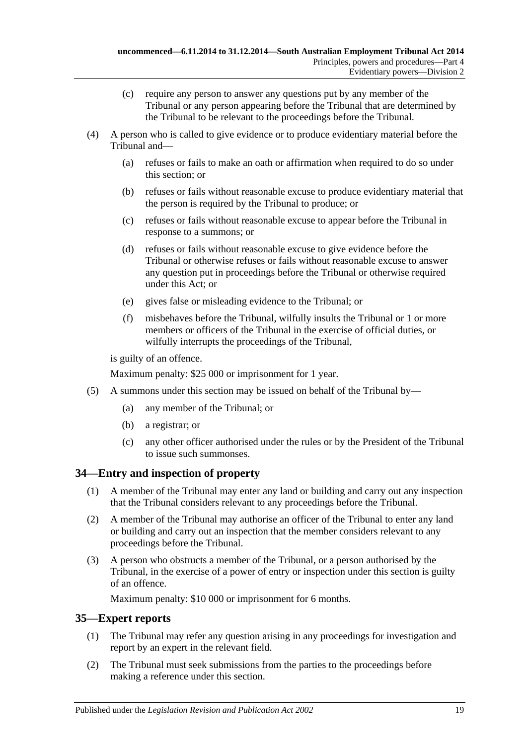(c) require any person to answer any questions put by any member of the Tribunal or any person appearing before the Tribunal that are determined by the Tribunal to be relevant to the proceedings before the Tribunal.

(4) A person who is called to give evidence or to produce evidentiary material before the Tribunal and—

(a) refuses or fails to make an oath or affirmation when required to do so under this section; or

(b) refuses or fails without reasonable excuse to produce evidentiary material that the person is required by the Tribunal to produce; or

(c) refuses or fails without reasonable excuse to appear before the Tribunal in response to a summons; or

(d) refuses or fails without reasonable excuse to give evidence before the Tribunal or otherwise refuses or fails without reasonable excuse to answer any question put in proceedings before the Tribunal or otherwise required under this Act; or

(e) gives false or misleading evidence to the Tribunal; or

(f) misbehaves before the Tribunal, wilfully insults the Tribunal or 1 or more members or officers of the Tribunal in the exercise of official duties, or wilfully interrupts the proceedings of the Tribunal,

is guilty of an offence.

Maximum penalty: $25 000 or imprisonment for 1 year.

(5) A summons under this section may be issued on behalf of the Tribunal by—

(a) any member of the Tribunal; or

(b) a registrar; or

(c) any other officer authorised under the rules or by the President of the Tribunal to issue such summonses.

## 34—Entry and inspection of property

(1) A member of the Tribunal may enter any land or building and carry out any inspection that the Tribunal considers relevant to any proceedings before the Tribunal.

(2) A member of the Tribunal may authorise an officer of the Tribunal to enter any land or building and carry out an inspection that the member considers relevant to any proceedings before the Tribunal.

(3) A person who obstructs a member of the Tribunal, or a person authorised by the Tribunal, in the exercise of a power of entry or inspection under this section is guilty of an offence.

Maximum penalty: $10 000 or imprisonment for 6 months.

## 35—Expert reports

(1) The Tribunal may refer any question arising in any proceedings for investigation and report by an expert in the relevant field.

(2) The Tribunal must seek submissions from the parties to the proceedings before making a reference under this section.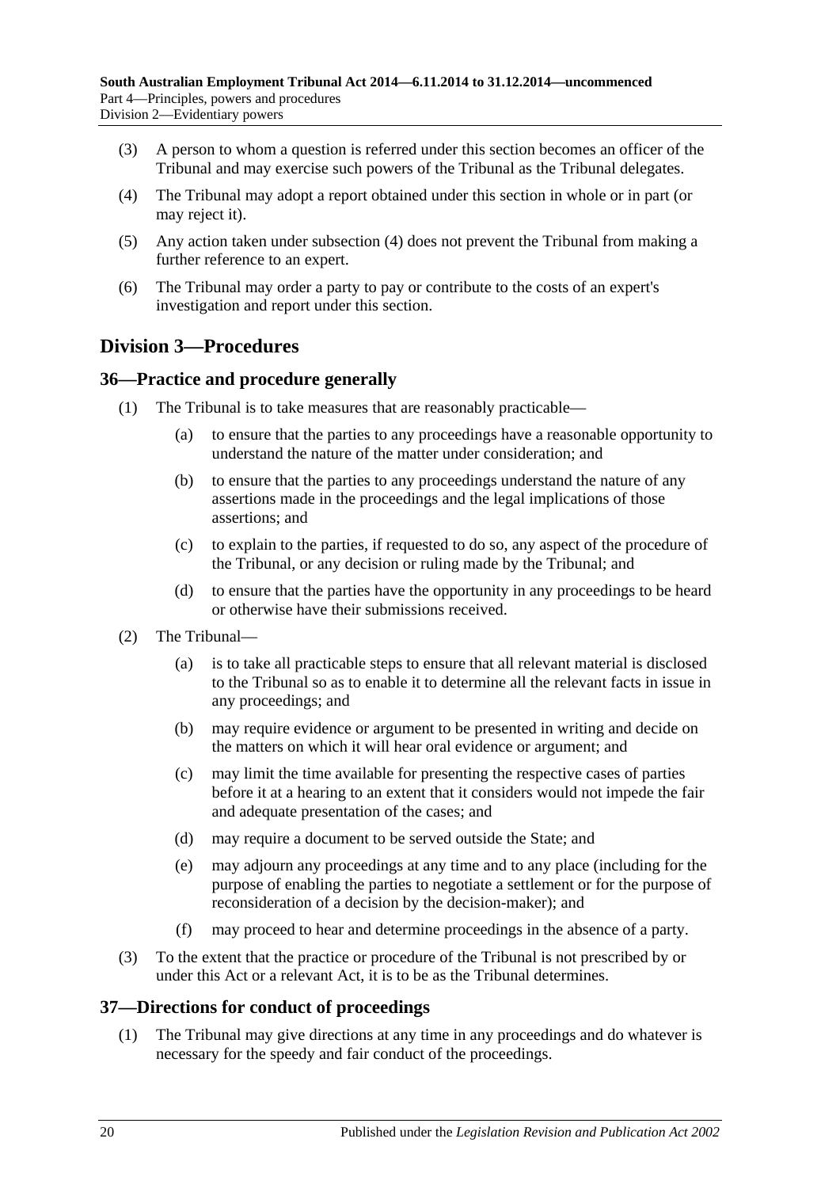(3) A person to whom a question is referred under this section becomes an officer of the Tribunal and may exercise such powers of the Tribunal as the Tribunal delegates.

(4) The Tribunal may adopt a report obtained under this section in whole or in part (or may reject it).

(5) Any action taken under subsection (4) does not prevent the Tribunal from making a further reference to an expert.

(6) The Tribunal may order a party to pay or contribute to the costs of an expert's investigation and report under this section.

## Division 3—Procedures

### 36—Practice and procedure generally

(1) The Tribunal is to take measures that are reasonably practicable—

(a) to ensure that the parties to any proceedings have a reasonable opportunity to understand the nature of the matter under consideration; and

(b) to ensure that the parties to any proceedings understand the nature of any assertions made in the proceedings and the legal implications of those assertions; and

(c) to explain to the parties, if requested to do so, any aspect of the procedure of the Tribunal, or any decision or ruling made by the Tribunal; and

(d) to ensure that the parties have the opportunity in any proceedings to be heard or otherwise have their submissions received.

(2) The Tribunal—

(a) is to take all practicable steps to ensure that all relevant material is disclosed to the Tribunal so as to enable it to determine all the relevant facts in issue in any proceedings; and

(b) may require evidence or argument to be presented in writing and decide on the matters on which it will hear oral evidence or argument; and

(c) may limit the time available for presenting the respective cases of parties before it at a hearing to an extent that it considers would not impede the fair and adequate presentation of the cases; and

(d) may require a document to be served outside the State; and

(e) may adjourn any proceedings at any time and to any place (including for the purpose of enabling the parties to negotiate a settlement or for the purpose of reconsideration of a decision by the decision-maker); and

(f) may proceed to hear and determine proceedings in the absence of a party.

(3) To the extent that the practice or procedure of the Tribunal is not prescribed by or under this Act or a relevant Act, it is to be as the Tribunal determines.

### 37—Directions for conduct of proceedings

(1) The Tribunal may give directions at any time in any proceedings and do whatever is necessary for the speedy and fair conduct of the proceedings.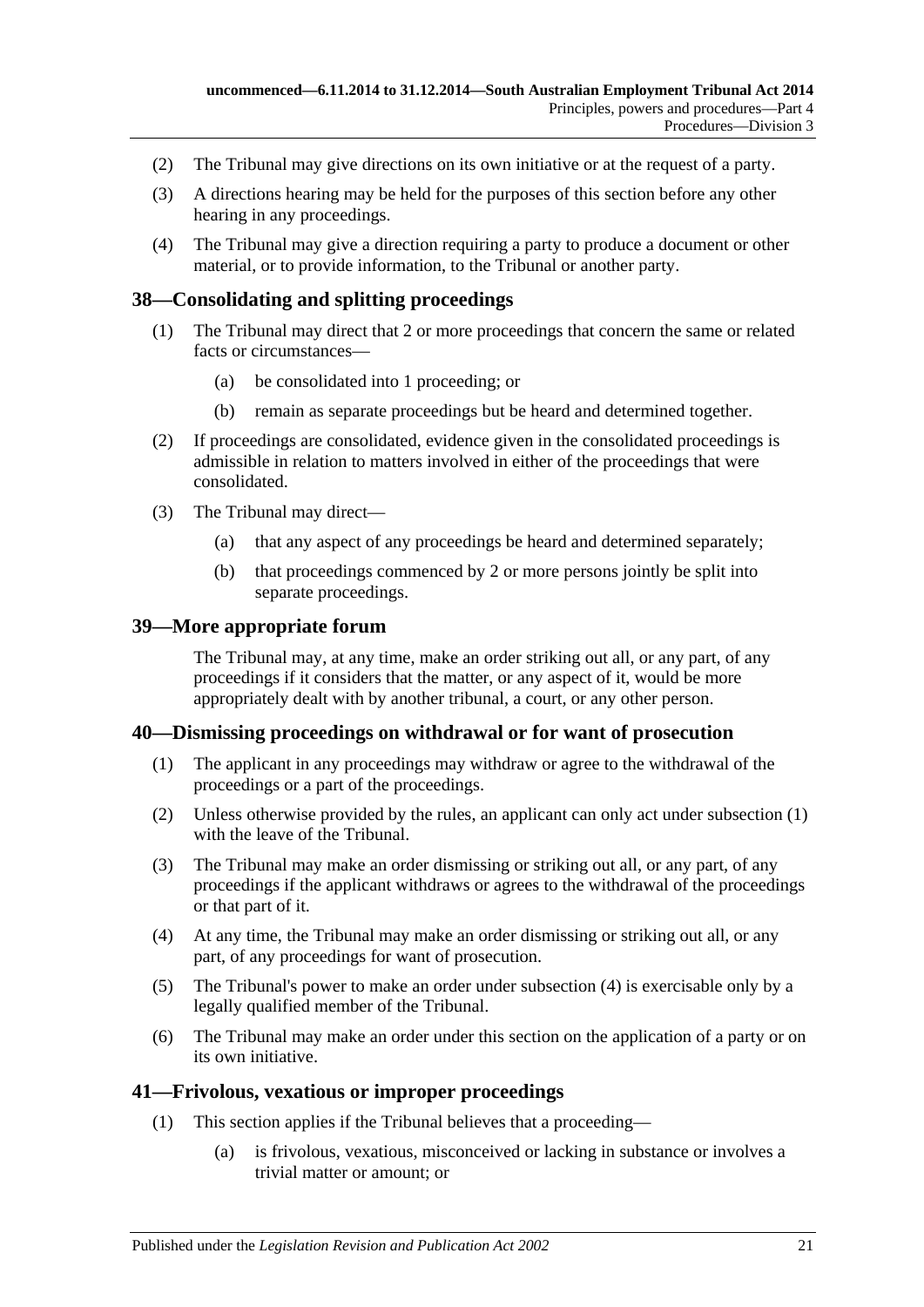(2) The Tribunal may give directions on its own initiative or at the request of a party.

(3) A directions hearing may be held for the purposes of this section before any other hearing in any proceedings.

(4) The Tribunal may give a direction requiring a party to produce a document or other material, or to provide information, to the Tribunal or another party.

## 38—Consolidating and splitting proceedings

(1) The Tribunal may direct that 2 or more proceedings that concern the same or related facts or circumstances—

(a) be consolidated into 1 proceeding; or

(b) remain as separate proceedings but be heard and determined together.

(2) If proceedings are consolidated, evidence given in the consolidated proceedings is admissible in relation to matters involved in either of the proceedings that were consolidated.

(3) The Tribunal may direct—

(a) that any aspect of any proceedings be heard and determined separately;

(b) that proceedings commenced by 2 or more persons jointly be split into separate proceedings.

## 39—More appropriate forum

The Tribunal may, at any time, make an order striking out all, or any part, of any proceedings if it considers that the matter, or any aspect of it, would be more appropriately dealt with by another tribunal, a court, or any other person.

## 40—Dismissing proceedings on withdrawal or for want of prosecution

(1) The applicant in any proceedings may withdraw or agree to the withdrawal of the proceedings or a part of the proceedings.

(2) Unless otherwise provided by the rules, an applicant can only act under subsection (1) with the leave of the Tribunal.

(3) The Tribunal may make an order dismissing or striking out all, or any part, of any proceedings if the applicant withdraws or agrees to the withdrawal of the proceedings or that part of it.

(4) At any time, the Tribunal may make an order dismissing or striking out all, or any part, of any proceedings for want of prosecution.

(5) The Tribunal's power to make an order under subsection (4) is exercisable only by a legally qualified member of the Tribunal.

(6) The Tribunal may make an order under this section on the application of a party or on its own initiative.

## 41—Frivolous, vexatious or improper proceedings

(1) This section applies if the Tribunal believes that a proceeding—

(a) is frivolous, vexatious, misconceived or lacking in substance or involves a trivial matter or amount; or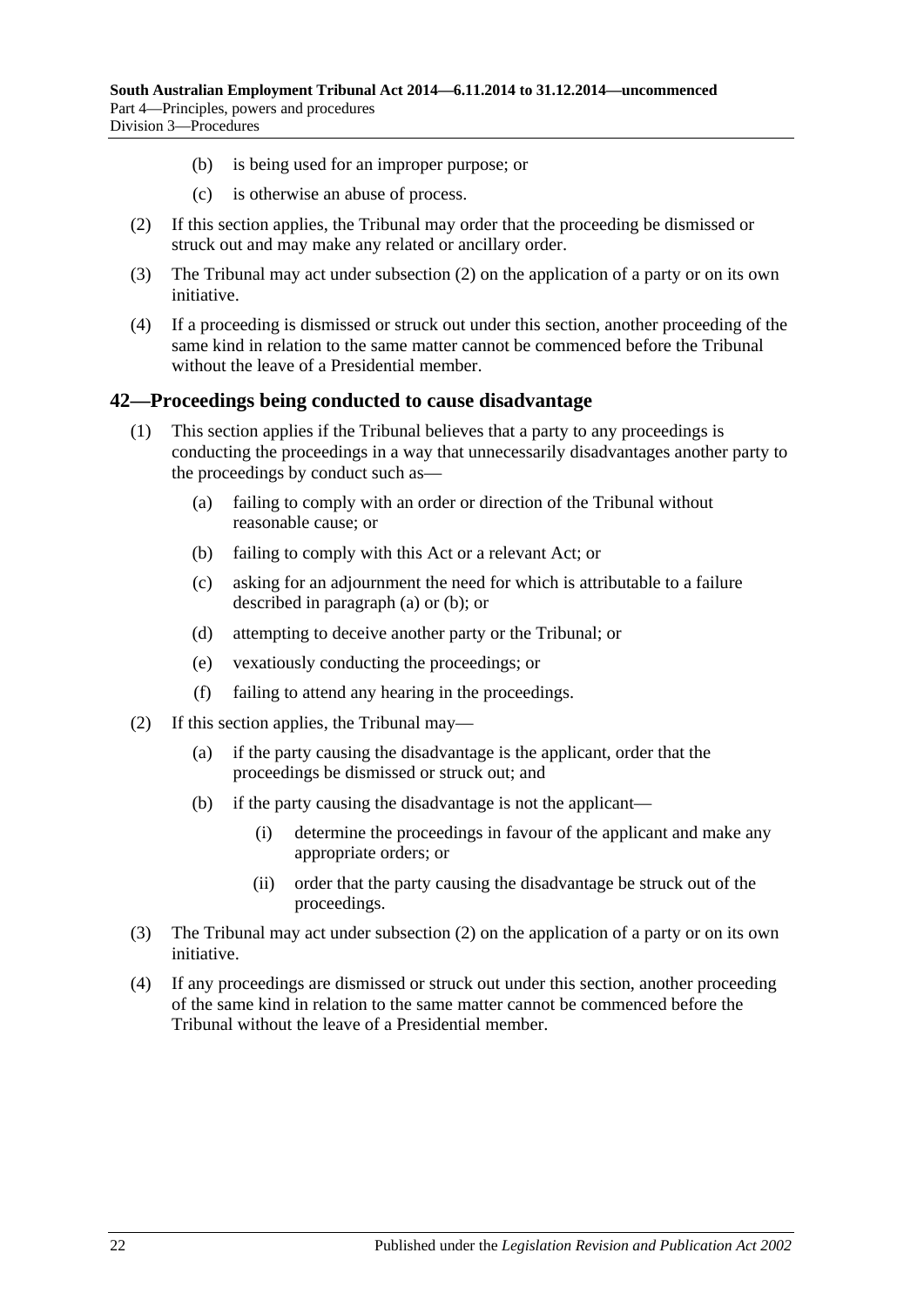(b) is being used for an improper purpose; or

(c) is otherwise an abuse of process.

(2) If this section applies, the Tribunal may order that the proceeding be dismissed or struck out and may make any related or ancillary order.

(3) The Tribunal may act under subsection (2) on the application of a party or on its own initiative.

(4) If a proceeding is dismissed or struck out under this section, another proceeding of the same kind in relation to the same matter cannot be commenced before the Tribunal without the leave of a Presidential member.

## 42—Proceedings being conducted to cause disadvantage

(1) This section applies if the Tribunal believes that a party to any proceedings is conducting the proceedings in a way that unnecessarily disadvantages another party to the proceedings by conduct such as—

(a) failing to comply with an order or direction of the Tribunal without reasonable cause; or

(b) failing to comply with this Act or a relevant Act; or

(c) asking for an adjournment the need for which is attributable to a failure described in paragraph (a) or (b); or

(d) attempting to deceive another party or the Tribunal; or

(e) vexatiously conducting the proceedings; or

(f) failing to attend any hearing in the proceedings.

(2) If this section applies, the Tribunal may—

(a) if the party causing the disadvantage is the applicant, order that the proceedings be dismissed or struck out; and

(b) if the party causing the disadvantage is not the applicant—

(i) determine the proceedings in favour of the applicant and make any appropriate orders; or

(ii) order that the party causing the disadvantage be struck out of the proceedings.

(3) The Tribunal may act under subsection (2) on the application of a party or on its own initiative.

(4) If any proceedings are dismissed or struck out under this section, another proceeding of the same kind in relation to the same matter cannot be commenced before the Tribunal without the leave of a Presidential member.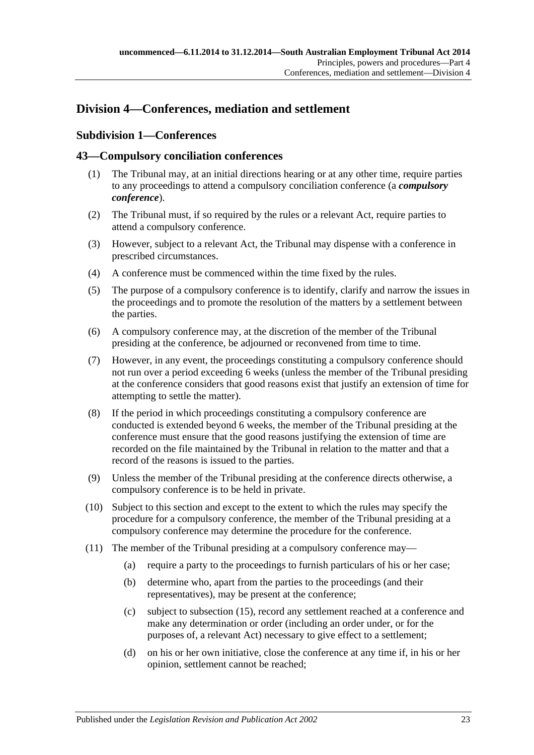## Division 4—Conferences, mediation and settlement

### Subdivision 1—Conferences

### 43—Compulsory conciliation conferences

(1) The Tribunal may, at an initial directions hearing or at any other time, require parties to any proceedings to attend a compulsory conciliation conference (a ***compulsory conference***).

(2) The Tribunal must, if so required by the rules or a relevant Act, require parties to attend a compulsory conference.

(3) However, subject to a relevant Act, the Tribunal may dispense with a conference in prescribed circumstances.

(4) A conference must be commenced within the time fixed by the rules.

(5) The purpose of a compulsory conference is to identify, clarify and narrow the issues in the proceedings and to promote the resolution of the matters by a settlement between the parties.

(6) A compulsory conference may, at the discretion of the member of the Tribunal presiding at the conference, be adjourned or reconvened from time to time.

(7) However, in any event, the proceedings constituting a compulsory conference should not run over a period exceeding 6 weeks (unless the member of the Tribunal presiding at the conference considers that good reasons exist that justify an extension of time for attempting to settle the matter).

(8) If the period in which proceedings constituting a compulsory conference are conducted is extended beyond 6 weeks, the member of the Tribunal presiding at the conference must ensure that the good reasons justifying the extension of time are recorded on the file maintained by the Tribunal in relation to the matter and that a record of the reasons is issued to the parties.

(9) Unless the member of the Tribunal presiding at the conference directs otherwise, a compulsory conference is to be held in private.

(10) Subject to this section and except to the extent to which the rules may specify the procedure for a compulsory conference, the member of the Tribunal presiding at a compulsory conference may determine the procedure for the conference.

(11) The member of the Tribunal presiding at a compulsory conference may—

(a) require a party to the proceedings to furnish particulars of his or her case;

(b) determine who, apart from the parties to the proceedings (and their representatives), may be present at the conference;

(c) subject to subsection (15), record any settlement reached at a conference and make any determination or order (including an order under, or for the purposes of, a relevant Act) necessary to give effect to a settlement;

(d) on his or her own initiative, close the conference at any time if, in his or her opinion, settlement cannot be reached;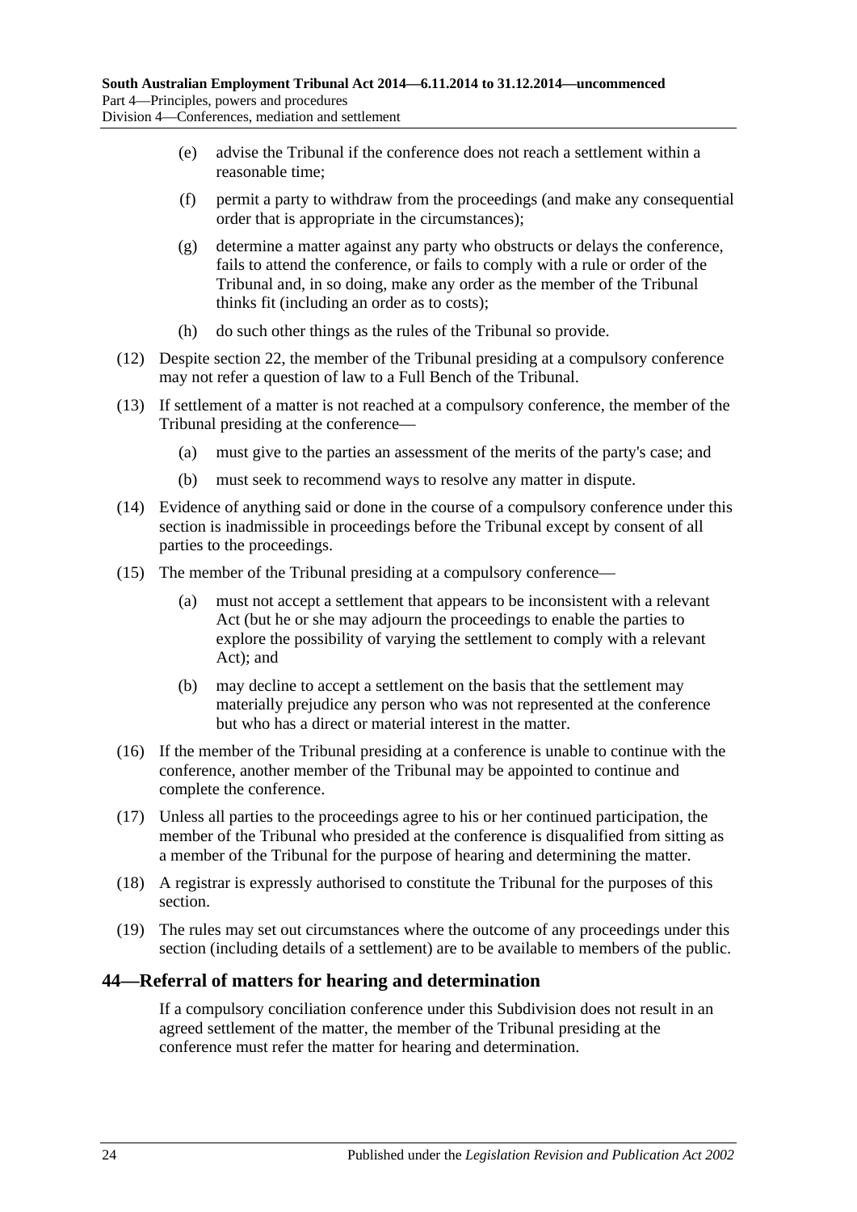(e) advise the Tribunal if the conference does not reach a settlement within a reasonable time;

(f) permit a party to withdraw from the proceedings (and make any consequential order that is appropriate in the circumstances);

(g) determine a matter against any party who obstructs or delays the conference, fails to attend the conference, or fails to comply with a rule or order of the Tribunal and, in so doing, make any order as the member of the Tribunal thinks fit (including an order as to costs);

(h) do such other things as the rules of the Tribunal so provide.

(12) Despite section 22, the member of the Tribunal presiding at a compulsory conference may not refer a question of law to a Full Bench of the Tribunal.

(13) If settlement of a matter is not reached at a compulsory conference, the member of the Tribunal presiding at the conference—

(a) must give to the parties an assessment of the merits of the party's case; and

(b) must seek to recommend ways to resolve any matter in dispute.

(14) Evidence of anything said or done in the course of a compulsory conference under this section is inadmissible in proceedings before the Tribunal except by consent of all parties to the proceedings.

(15) The member of the Tribunal presiding at a compulsory conference—

(a) must not accept a settlement that appears to be inconsistent with a relevant Act (but he or she may adjourn the proceedings to enable the parties to explore the possibility of varying the settlement to comply with a relevant Act); and

(b) may decline to accept a settlement on the basis that the settlement may materially prejudice any person who was not represented at the conference but who has a direct or material interest in the matter.

(16) If the member of the Tribunal presiding at a conference is unable to continue with the conference, another member of the Tribunal may be appointed to continue and complete the conference.

(17) Unless all parties to the proceedings agree to his or her continued participation, the member of the Tribunal who presided at the conference is disqualified from sitting as a member of the Tribunal for the purpose of hearing and determining the matter.

(18) A registrar is expressly authorised to constitute the Tribunal for the purposes of this section.

(19) The rules may set out circumstances where the outcome of any proceedings under this section (including details of a settlement) are to be available to members of the public.

## 44—Referral of matters for hearing and determination

If a compulsory conciliation conference under this Subdivision does not result in an agreed settlement of the matter, the member of the Tribunal presiding at the conference must refer the matter for hearing and determination.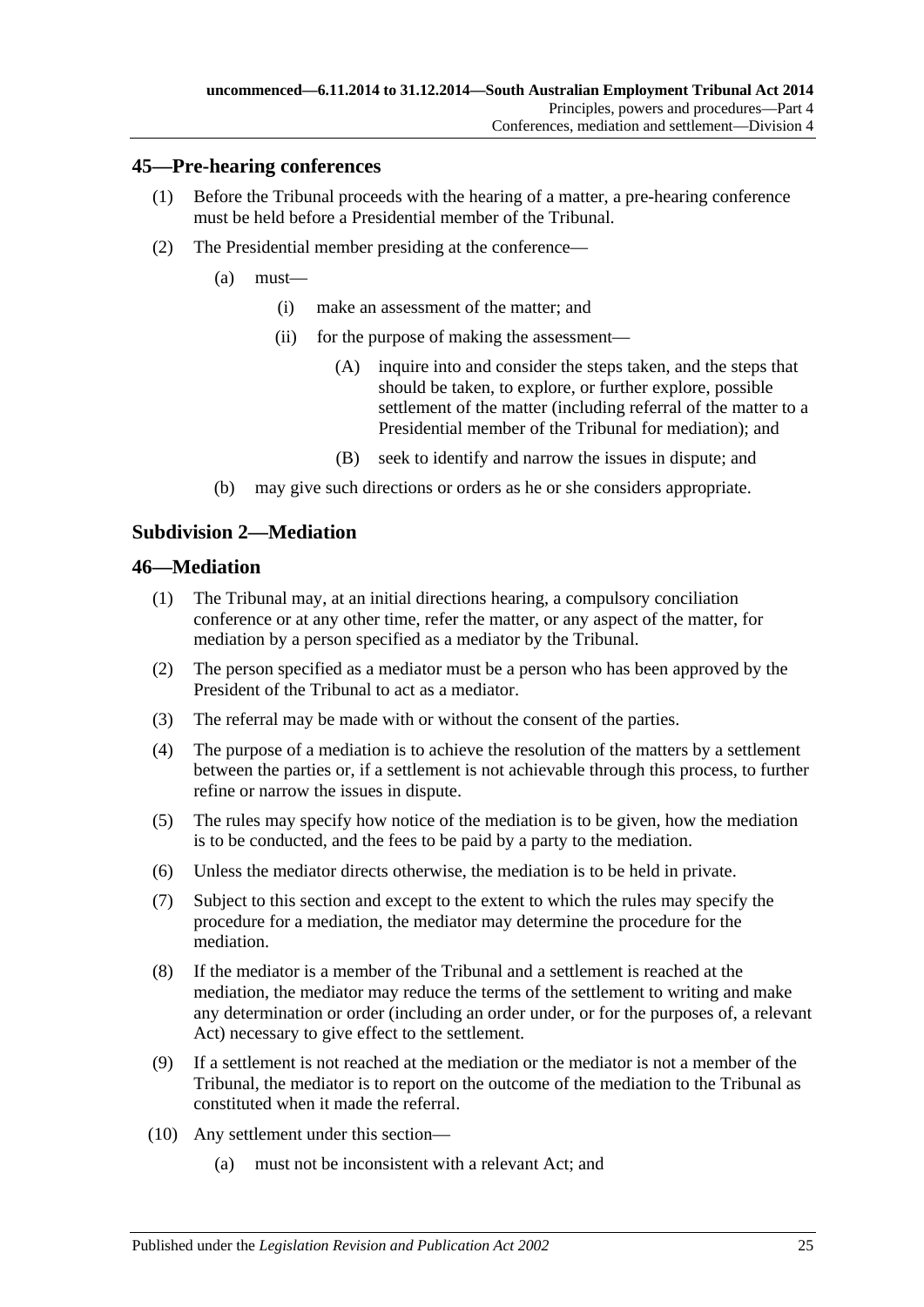## 45—Pre-hearing conferences

(1) Before the Tribunal proceeds with the hearing of a matter, a pre-hearing conference must be held before a Presidential member of the Tribunal.

(2) The Presidential member presiding at the conference—

(a) must—

(i) make an assessment of the matter; and

(ii) for the purpose of making the assessment—

(A) inquire into and consider the steps taken, and the steps that should be taken, to explore, or further explore, possible settlement of the matter (including referral of the matter to a Presidential member of the Tribunal for mediation); and

(B) seek to identify and narrow the issues in dispute; and

(b) may give such directions or orders as he or she considers appropriate.

### Subdivision 2—Mediation

## 46—Mediation

(1) The Tribunal may, at an initial directions hearing, a compulsory conciliation conference or at any other time, refer the matter, or any aspect of the matter, for mediation by a person specified as a mediator by the Tribunal.

(2) The person specified as a mediator must be a person who has been approved by the President of the Tribunal to act as a mediator.

(3) The referral may be made with or without the consent of the parties.

(4) The purpose of a mediation is to achieve the resolution of the matters by a settlement between the parties or, if a settlement is not achievable through this process, to further refine or narrow the issues in dispute.

(5) The rules may specify how notice of the mediation is to be given, how the mediation is to be conducted, and the fees to be paid by a party to the mediation.

(6) Unless the mediator directs otherwise, the mediation is to be held in private.

(7) Subject to this section and except to the extent to which the rules may specify the procedure for a mediation, the mediator may determine the procedure for the mediation.

(8) If the mediator is a member of the Tribunal and a settlement is reached at the mediation, the mediator may reduce the terms of the settlement to writing and make any determination or order (including an order under, or for the purposes of, a relevant Act) necessary to give effect to the settlement.

(9) If a settlement is not reached at the mediation or the mediator is not a member of the Tribunal, the mediator is to report on the outcome of the mediation to the Tribunal as constituted when it made the referral.

(10) Any settlement under this section—

(a) must not be inconsistent with a relevant Act; and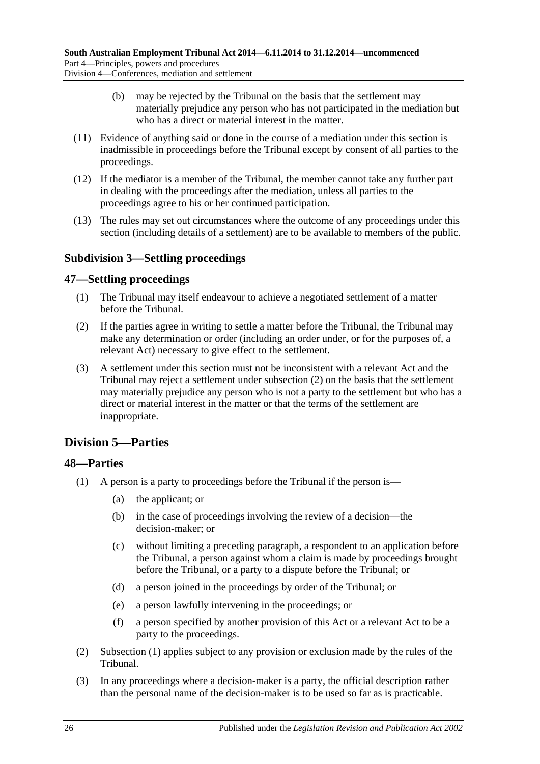(b) may be rejected by the Tribunal on the basis that the settlement may materially prejudice any person who has not participated in the mediation but who has a direct or material interest in the matter.

(11) Evidence of anything said or done in the course of a mediation under this section is inadmissible in proceedings before the Tribunal except by consent of all parties to the proceedings.

(12) If the mediator is a member of the Tribunal, the member cannot take any further part in dealing with the proceedings after the mediation, unless all parties to the proceedings agree to his or her continued participation.

(13) The rules may set out circumstances where the outcome of any proceedings under this section (including details of a settlement) are to be available to members of the public.

### Subdivision 3—Settling proceedings

### 47—Settling proceedings

(1) The Tribunal may itself endeavour to achieve a negotiated settlement of a matter before the Tribunal.

(2) If the parties agree in writing to settle a matter before the Tribunal, the Tribunal may make any determination or order (including an order under, or for the purposes of, a relevant Act) necessary to give effect to the settlement.

(3) A settlement under this section must not be inconsistent with a relevant Act and the Tribunal may reject a settlement under subsection (2) on the basis that the settlement may materially prejudice any person who is not a party to the settlement but who has a direct or material interest in the matter or that the terms of the settlement are inappropriate.

## Division 5—Parties

### 48—Parties

(1) A person is a party to proceedings before the Tribunal if the person is—

(a) the applicant; or

(b) in the case of proceedings involving the review of a decision—the decision-maker; or

(c) without limiting a preceding paragraph, a respondent to an application before the Tribunal, a person against whom a claim is made by proceedings brought before the Tribunal, or a party to a dispute before the Tribunal; or

(d) a person joined in the proceedings by order of the Tribunal; or

(e) a person lawfully intervening in the proceedings; or

(f) a person specified by another provision of this Act or a relevant Act to be a party to the proceedings.

(2) Subsection (1) applies subject to any provision or exclusion made by the rules of the Tribunal.

(3) In any proceedings where a decision-maker is a party, the official description rather than the personal name of the decision-maker is to be used so far as is practicable.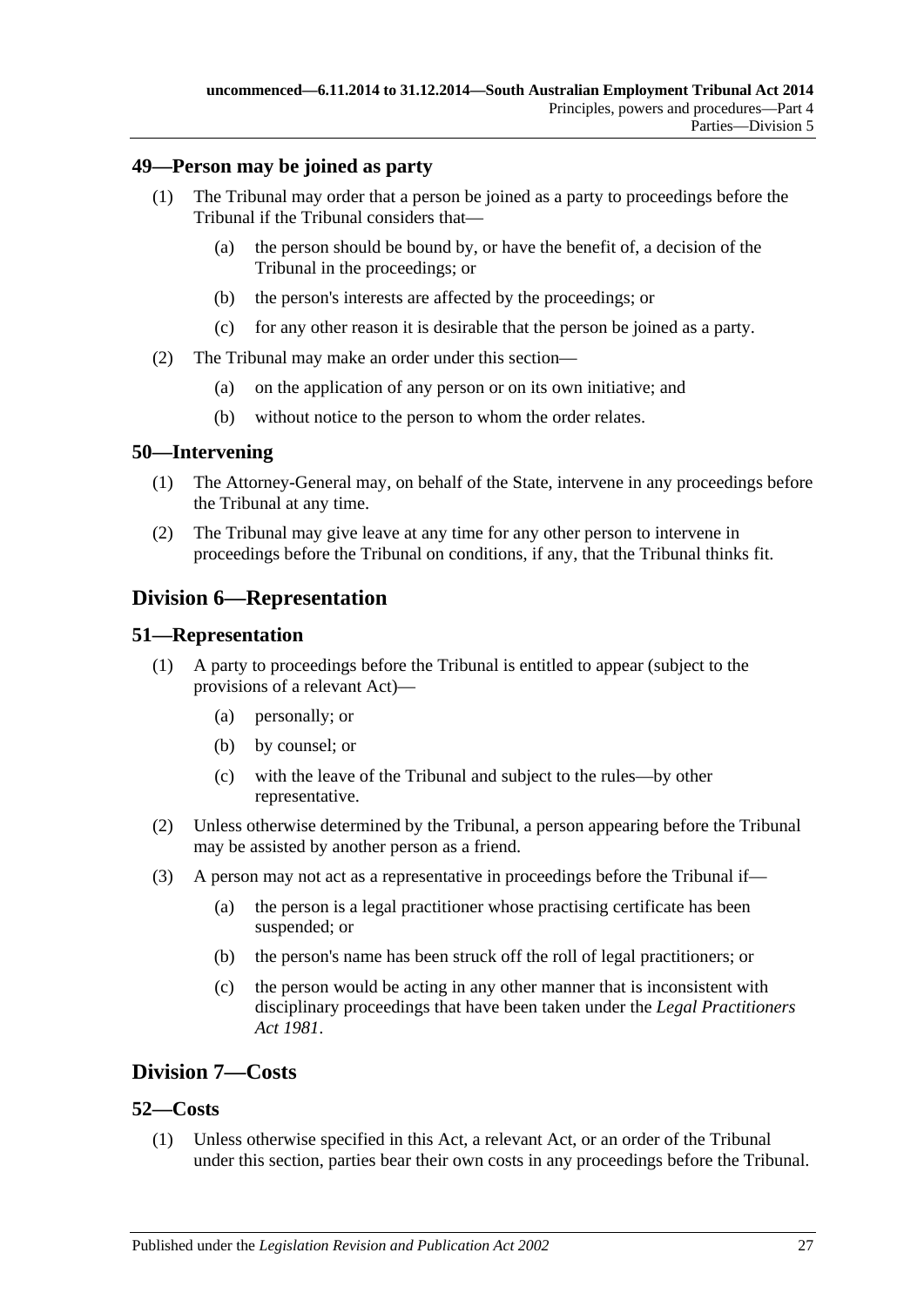## 49—Person may be joined as party

(1) The Tribunal may order that a person be joined as a party to proceedings before the Tribunal if the Tribunal considers that—

(a) the person should be bound by, or have the benefit of, a decision of the Tribunal in the proceedings; or

(b) the person's interests are affected by the proceedings; or

(c) for any other reason it is desirable that the person be joined as a party.

(2) The Tribunal may make an order under this section—

(a) on the application of any person or on its own initiative; and

(b) without notice to the person to whom the order relates.

## 50—Intervening

(1) The Attorney-General may, on behalf of the State, intervene in any proceedings before the Tribunal at any time.

(2) The Tribunal may give leave at any time for any other person to intervene in proceedings before the Tribunal on conditions, if any, that the Tribunal thinks fit.

# Division 6—Representation

## 51—Representation

(1) A party to proceedings before the Tribunal is entitled to appear (subject to the provisions of a relevant Act)—

(a) personally; or

(b) by counsel; or

(c) with the leave of the Tribunal and subject to the rules—by other representative.

(2) Unless otherwise determined by the Tribunal, a person appearing before the Tribunal may be assisted by another person as a friend.

(3) A person may not act as a representative in proceedings before the Tribunal if—

(a) the person is a legal practitioner whose practising certificate has been suspended; or

(b) the person's name has been struck off the roll of legal practitioners; or

(c) the person would be acting in any other manner that is inconsistent with disciplinary proceedings that have been taken under the *Legal Practitioners Act 1981*.

# Division 7—Costs

## 52—Costs

(1) Unless otherwise specified in this Act, a relevant Act, or an order of the Tribunal under this section, parties bear their own costs in any proceedings before the Tribunal.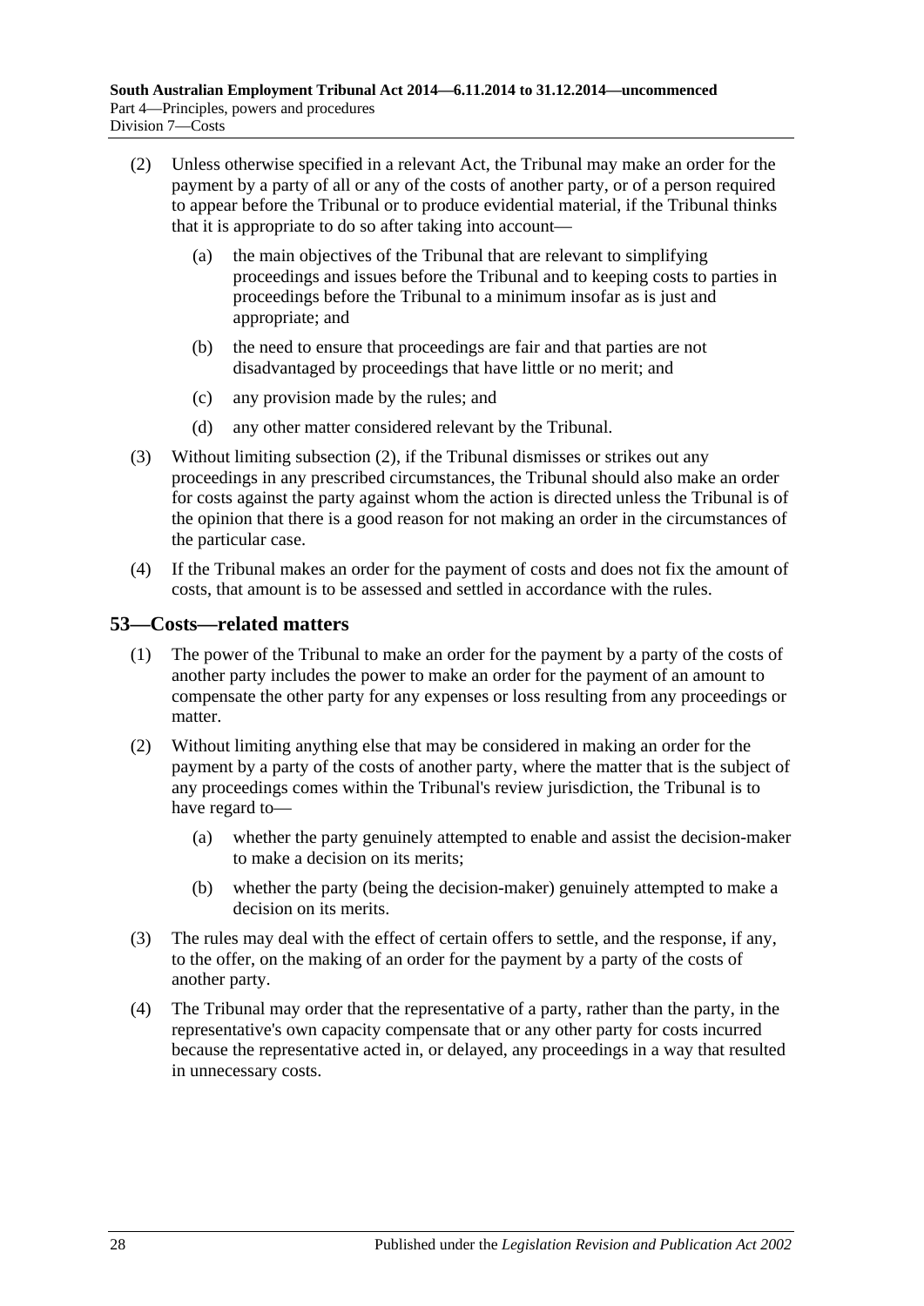(2) Unless otherwise specified in a relevant Act, the Tribunal may make an order for the payment by a party of all or any of the costs of another party, or of a person required to appear before the Tribunal or to produce evidential material, if the Tribunal thinks that it is appropriate to do so after taking into account—

(a) the main objectives of the Tribunal that are relevant to simplifying proceedings and issues before the Tribunal and to keeping costs to parties in proceedings before the Tribunal to a minimum insofar as is just and appropriate; and

(b) the need to ensure that proceedings are fair and that parties are not disadvantaged by proceedings that have little or no merit; and

(c) any provision made by the rules; and

(d) any other matter considered relevant by the Tribunal.

(3) Without limiting subsection (2), if the Tribunal dismisses or strikes out any proceedings in any prescribed circumstances, the Tribunal should also make an order for costs against the party against whom the action is directed unless the Tribunal is of the opinion that there is a good reason for not making an order in the circumstances of the particular case.

(4) If the Tribunal makes an order for the payment of costs and does not fix the amount of costs, that amount is to be assessed and settled in accordance with the rules.

## 53—Costs—related matters

(1) The power of the Tribunal to make an order for the payment by a party of the costs of another party includes the power to make an order for the payment of an amount to compensate the other party for any expenses or loss resulting from any proceedings or matter.

(2) Without limiting anything else that may be considered in making an order for the payment by a party of the costs of another party, where the matter that is the subject of any proceedings comes within the Tribunal's review jurisdiction, the Tribunal is to have regard to—

(a) whether the party genuinely attempted to enable and assist the decision-maker to make a decision on its merits;

(b) whether the party (being the decision-maker) genuinely attempted to make a decision on its merits.

(3) The rules may deal with the effect of certain offers to settle, and the response, if any, to the offer, on the making of an order for the payment by a party of the costs of another party.

(4) The Tribunal may order that the representative of a party, rather than the party, in the representative's own capacity compensate that or any other party for costs incurred because the representative acted in, or delayed, any proceedings in a way that resulted in unnecessary costs.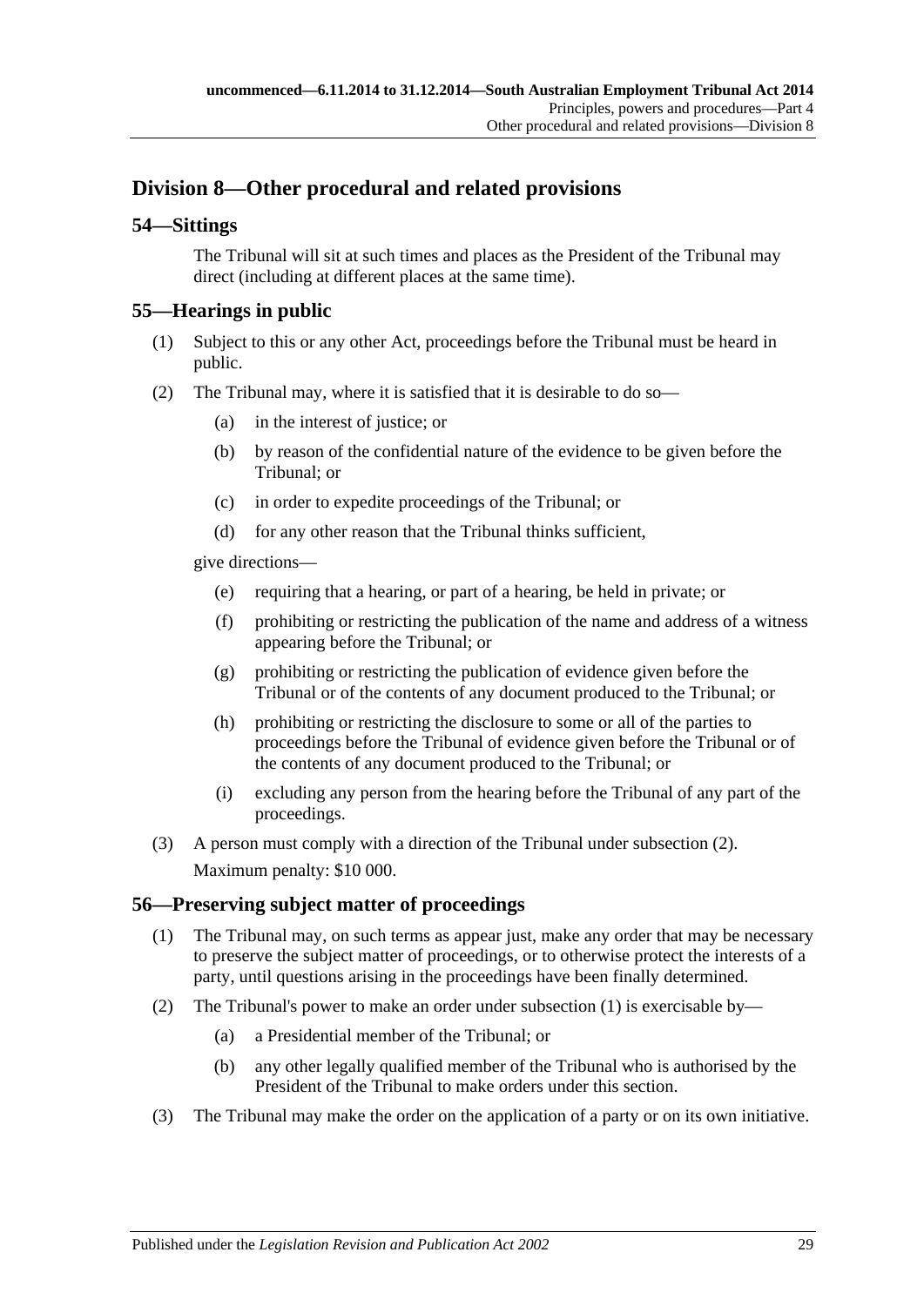## Division 8—Other procedural and related provisions

### 54—Sittings

The Tribunal will sit at such times and places as the President of the Tribunal may direct (including at different places at the same time).

### 55—Hearings in public

(1) Subject to this or any other Act, proceedings before the Tribunal must be heard in public.

(2) The Tribunal may, where it is satisfied that it is desirable to do so—

(a) in the interest of justice; or

(b) by reason of the confidential nature of the evidence to be given before the Tribunal; or

(c) in order to expedite proceedings of the Tribunal; or

(d) for any other reason that the Tribunal thinks sufficient,

give directions—

(e) requiring that a hearing, or part of a hearing, be held in private; or

(f) prohibiting or restricting the publication of the name and address of a witness appearing before the Tribunal; or

(g) prohibiting or restricting the publication of evidence given before the Tribunal or of the contents of any document produced to the Tribunal; or

(h) prohibiting or restricting the disclosure to some or all of the parties to proceedings before the Tribunal of evidence given before the Tribunal or of the contents of any document produced to the Tribunal; or

(i) excluding any person from the hearing before the Tribunal of any part of the proceedings.

(3) A person must comply with a direction of the Tribunal under subsection (2).

Maximum penalty: $10 000.

### 56—Preserving subject matter of proceedings

(1) The Tribunal may, on such terms as appear just, make any order that may be necessary to preserve the subject matter of proceedings, or to otherwise protect the interests of a party, until questions arising in the proceedings have been finally determined.

(2) The Tribunal's power to make an order under subsection (1) is exercisable by—

(a) a Presidential member of the Tribunal; or

(b) any other legally qualified member of the Tribunal who is authorised by the President of the Tribunal to make orders under this section.

(3) The Tribunal may make the order on the application of a party or on its own initiative.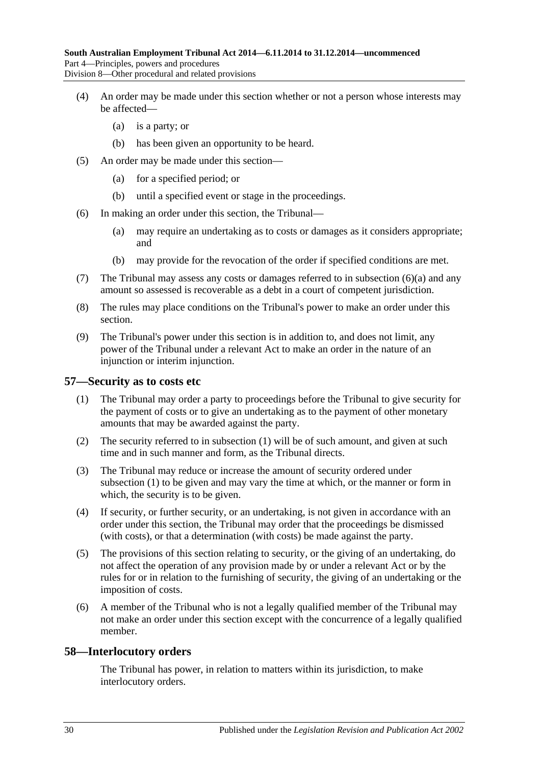(4) An order may be made under this section whether or not a person whose interests may be affected—

(a) is a party; or

(b) has been given an opportunity to be heard.

(5) An order may be made under this section—

(a) for a specified period; or

(b) until a specified event or stage in the proceedings.

(6) In making an order under this section, the Tribunal—

(a) may require an undertaking as to costs or damages as it considers appropriate; and

(b) may provide for the revocation of the order if specified conditions are met.

(7) The Tribunal may assess any costs or damages referred to in subsection (6)(a) and any amount so assessed is recoverable as a debt in a court of competent jurisdiction.

(8) The rules may place conditions on the Tribunal's power to make an order under this section.

(9) The Tribunal's power under this section is in addition to, and does not limit, any power of the Tribunal under a relevant Act to make an order in the nature of an injunction or interim injunction.

## 57—Security as to costs etc

(1) The Tribunal may order a party to proceedings before the Tribunal to give security for the payment of costs or to give an undertaking as to the payment of other monetary amounts that may be awarded against the party.

(2) The security referred to in subsection (1) will be of such amount, and given at such time and in such manner and form, as the Tribunal directs.

(3) The Tribunal may reduce or increase the amount of security ordered under subsection (1) to be given and may vary the time at which, or the manner or form in which, the security is to be given.

(4) If security, or further security, or an undertaking, is not given in accordance with an order under this section, the Tribunal may order that the proceedings be dismissed (with costs), or that a determination (with costs) be made against the party.

(5) The provisions of this section relating to security, or the giving of an undertaking, do not affect the operation of any provision made by or under a relevant Act or by the rules for or in relation to the furnishing of security, the giving of an undertaking or the imposition of costs.

(6) A member of the Tribunal who is not a legally qualified member of the Tribunal may not make an order under this section except with the concurrence of a legally qualified member.

## 58—Interlocutory orders

The Tribunal has power, in relation to matters within its jurisdiction, to make interlocutory orders.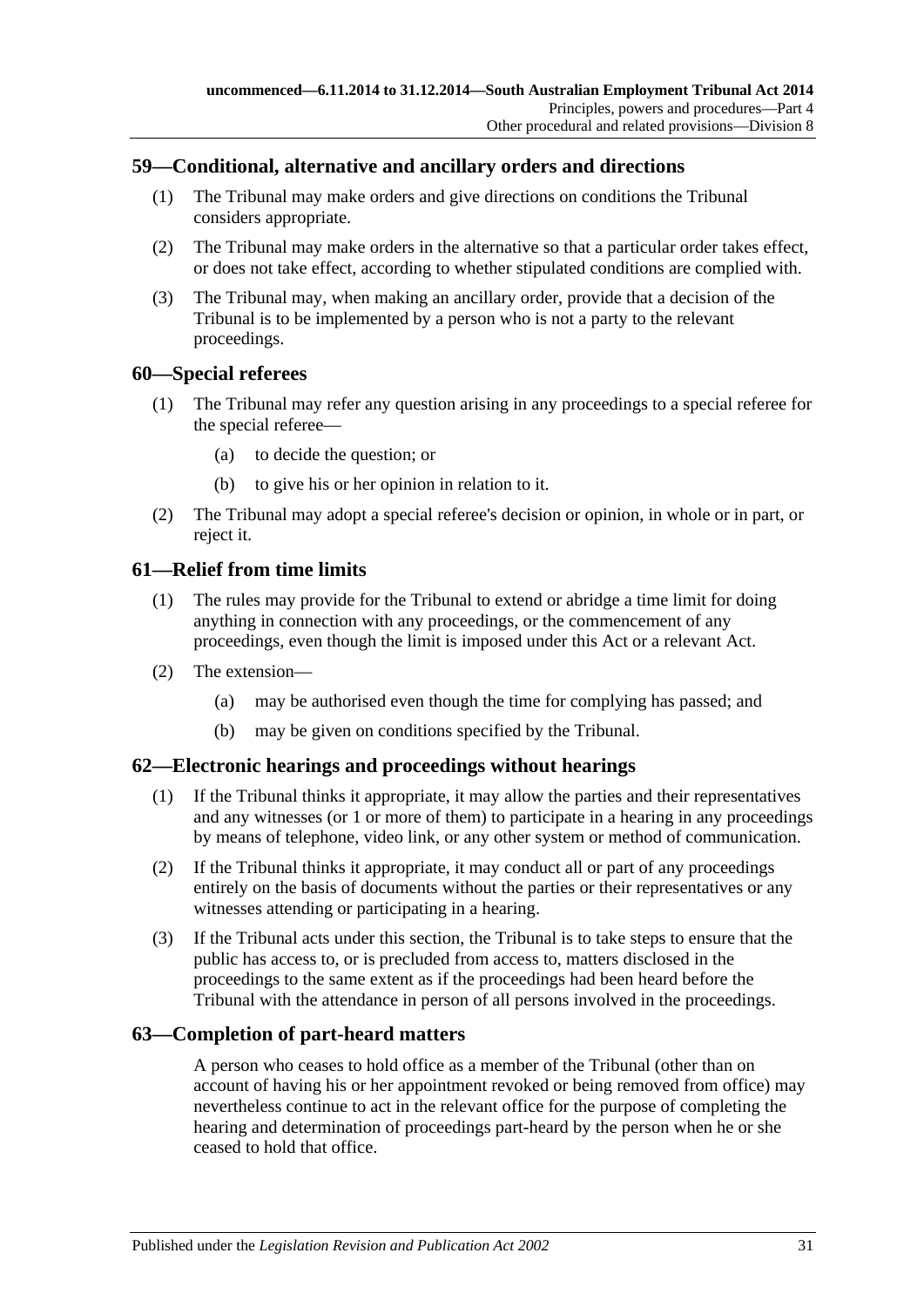## 59—Conditional, alternative and ancillary orders and directions

(1) The Tribunal may make orders and give directions on conditions the Tribunal considers appropriate.

(2) The Tribunal may make orders in the alternative so that a particular order takes effect, or does not take effect, according to whether stipulated conditions are complied with.

(3) The Tribunal may, when making an ancillary order, provide that a decision of the Tribunal is to be implemented by a person who is not a party to the relevant proceedings.

## 60—Special referees

(1) The Tribunal may refer any question arising in any proceedings to a special referee for the special referee—

(a) to decide the question; or

(b) to give his or her opinion in relation to it.

(2) The Tribunal may adopt a special referee's decision or opinion, in whole or in part, or reject it.

## 61—Relief from time limits

(1) The rules may provide for the Tribunal to extend or abridge a time limit for doing anything in connection with any proceedings, or the commencement of any proceedings, even though the limit is imposed under this Act or a relevant Act.

(2) The extension—

(a) may be authorised even though the time for complying has passed; and

(b) may be given on conditions specified by the Tribunal.

## 62—Electronic hearings and proceedings without hearings

(1) If the Tribunal thinks it appropriate, it may allow the parties and their representatives and any witnesses (or 1 or more of them) to participate in a hearing in any proceedings by means of telephone, video link, or any other system or method of communication.

(2) If the Tribunal thinks it appropriate, it may conduct all or part of any proceedings entirely on the basis of documents without the parties or their representatives or any witnesses attending or participating in a hearing.

(3) If the Tribunal acts under this section, the Tribunal is to take steps to ensure that the public has access to, or is precluded from access to, matters disclosed in the proceedings to the same extent as if the proceedings had been heard before the Tribunal with the attendance in person of all persons involved in the proceedings.

## 63—Completion of part-heard matters

A person who ceases to hold office as a member of the Tribunal (other than on account of having his or her appointment revoked or being removed from office) may nevertheless continue to act in the relevant office for the purpose of completing the hearing and determination of proceedings part-heard by the person when he or she ceased to hold that office.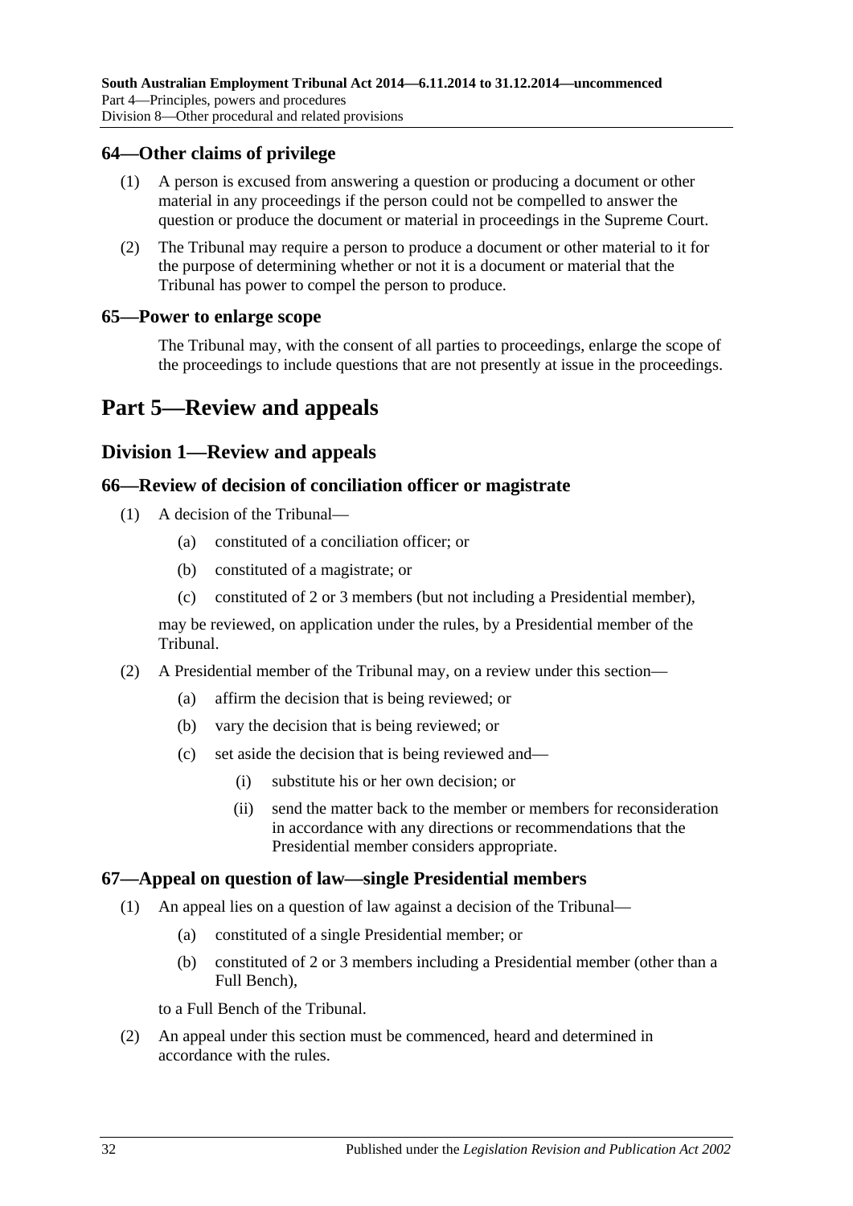## 64—Other claims of privilege

(1) A person is excused from answering a question or producing a document or other material in any proceedings if the person could not be compelled to answer the question or produce the document or material in proceedings in the Supreme Court.

(2) The Tribunal may require a person to produce a document or other material to it for the purpose of determining whether or not it is a document or material that the Tribunal has power to compel the person to produce.

## 65—Power to enlarge scope

The Tribunal may, with the consent of all parties to proceedings, enlarge the scope of the proceedings to include questions that are not presently at issue in the proceedings.

# Part 5—Review and appeals

## Division 1—Review and appeals

## 66—Review of decision of conciliation officer or magistrate

(1) A decision of the Tribunal—

- (a) constituted of a conciliation officer; or
- (b) constituted of a magistrate; or
- (c) constituted of 2 or 3 members (but not including a Presidential member),

may be reviewed, on application under the rules, by a Presidential member of the Tribunal.

(2) A Presidential member of the Tribunal may, on a review under this section—

- (a) affirm the decision that is being reviewed; or
- (b) vary the decision that is being reviewed; or
- (c) set aside the decision that is being reviewed and—
  - (i) substitute his or her own decision; or
  - (ii) send the matter back to the member or members for reconsideration in accordance with any directions or recommendations that the Presidential member considers appropriate.

## 67—Appeal on question of law—single Presidential members

(1) An appeal lies on a question of law against a decision of the Tribunal—

- (a) constituted of a single Presidential member; or
- (b) constituted of 2 or 3 members including a Presidential member (other than a Full Bench),

to a Full Bench of the Tribunal.

(2) An appeal under this section must be commenced, heard and determined in accordance with the rules.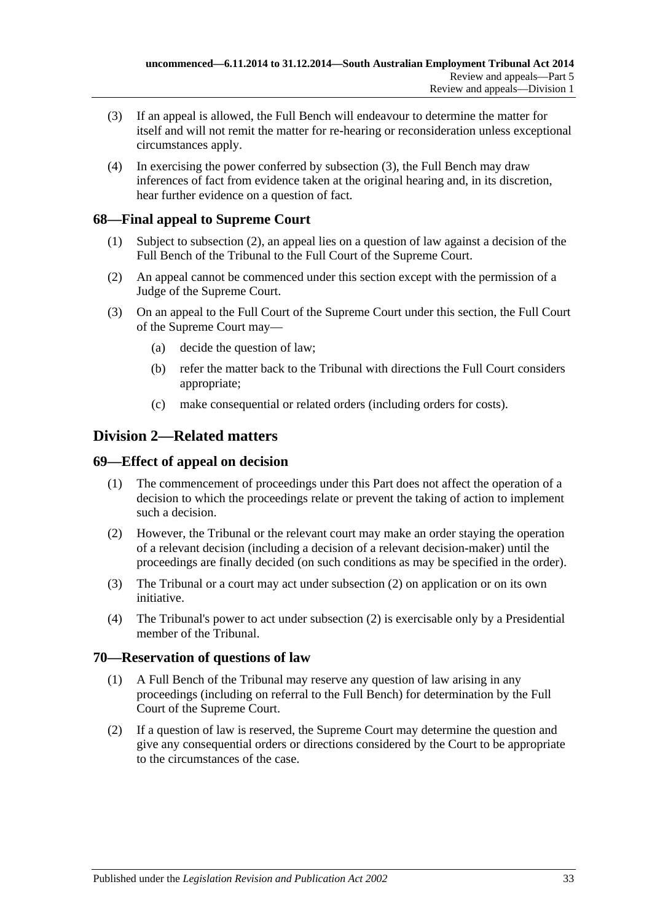(3) If an appeal is allowed, the Full Bench will endeavour to determine the matter for itself and will not remit the matter for re-hearing or reconsideration unless exceptional circumstances apply.

(4) In exercising the power conferred by subsection (3), the Full Bench may draw inferences of fact from evidence taken at the original hearing and, in its discretion, hear further evidence on a question of fact.

### 68—Final appeal to Supreme Court

(1) Subject to subsection (2), an appeal lies on a question of law against a decision of the Full Bench of the Tribunal to the Full Court of the Supreme Court.

(2) An appeal cannot be commenced under this section except with the permission of a Judge of the Supreme Court.

(3) On an appeal to the Full Court of the Supreme Court under this section, the Full Court of the Supreme Court may—

(a) decide the question of law;

(b) refer the matter back to the Tribunal with directions the Full Court considers appropriate;

(c) make consequential or related orders (including orders for costs).

## Division 2—Related matters

### 69—Effect of appeal on decision

(1) The commencement of proceedings under this Part does not affect the operation of a decision to which the proceedings relate or prevent the taking of action to implement such a decision.

(2) However, the Tribunal or the relevant court may make an order staying the operation of a relevant decision (including a decision of a relevant decision-maker) until the proceedings are finally decided (on such conditions as may be specified in the order).

(3) The Tribunal or a court may act under subsection (2) on application or on its own initiative.

(4) The Tribunal's power to act under subsection (2) is exercisable only by a Presidential member of the Tribunal.

### 70—Reservation of questions of law

(1) A Full Bench of the Tribunal may reserve any question of law arising in any proceedings (including on referral to the Full Bench) for determination by the Full Court of the Supreme Court.

(2) If a question of law is reserved, the Supreme Court may determine the question and give any consequential orders or directions considered by the Court to be appropriate to the circumstances of the case.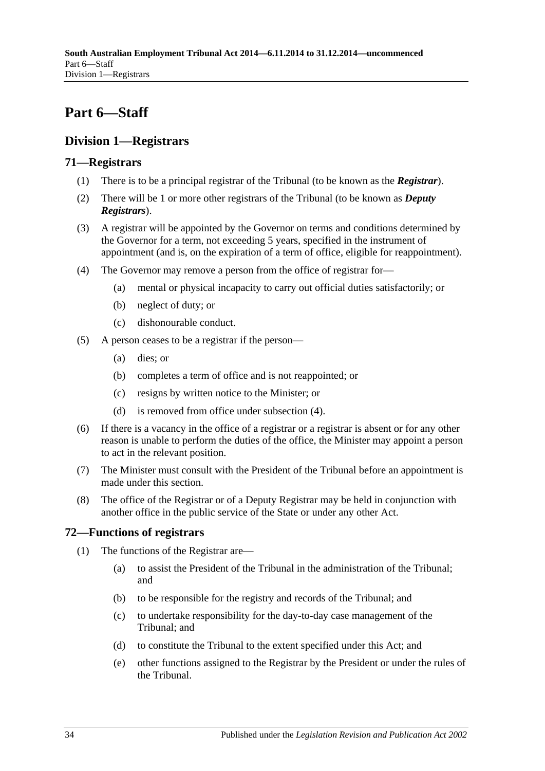# Part 6—Staff

## Division 1—Registrars

### 71—Registrars

(1) There is to be a principal registrar of the Tribunal (to be known as the ***Registrar***).

(2) There will be 1 or more other registrars of the Tribunal (to be known as ***Deputy Registrars***).

(3) A registrar will be appointed by the Governor on terms and conditions determined by the Governor for a term, not exceeding 5 years, specified in the instrument of appointment (and is, on the expiration of a term of office, eligible for reappointment).

(4) The Governor may remove a person from the office of registrar for—

- (a) mental or physical incapacity to carry out official duties satisfactorily; or
- (b) neglect of duty; or
- (c) dishonourable conduct.

(5) A person ceases to be a registrar if the person—

- (a) dies; or
- (b) completes a term of office and is not reappointed; or
- (c) resigns by written notice to the Minister; or
- (d) is removed from office under subsection (4).

(6) If there is a vacancy in the office of a registrar or a registrar is absent or for any other reason is unable to perform the duties of the office, the Minister may appoint a person to act in the relevant position.

(7) The Minister must consult with the President of the Tribunal before an appointment is made under this section.

(8) The office of the Registrar or of a Deputy Registrar may be held in conjunction with another office in the public service of the State or under any other Act.

### 72—Functions of registrars

(1) The functions of the Registrar are—

- (a) to assist the President of the Tribunal in the administration of the Tribunal; and
- (b) to be responsible for the registry and records of the Tribunal; and
- (c) to undertake responsibility for the day-to-day case management of the Tribunal; and
- (d) to constitute the Tribunal to the extent specified under this Act; and
- (e) other functions assigned to the Registrar by the President or under the rules of the Tribunal.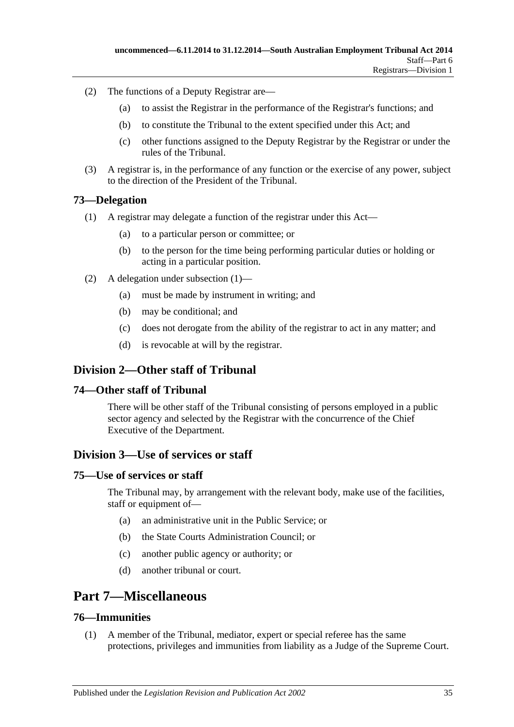(2) The functions of a Deputy Registrar are—

(a) to assist the Registrar in the performance of the Registrar's functions; and

(b) to constitute the Tribunal to the extent specified under this Act; and

(c) other functions assigned to the Deputy Registrar by the Registrar or under the rules of the Tribunal.

(3) A registrar is, in the performance of any function or the exercise of any power, subject to the direction of the President of the Tribunal.

### 73—Delegation

(1) A registrar may delegate a function of the registrar under this Act—

(a) to a particular person or committee; or

(b) to the person for the time being performing particular duties or holding or acting in a particular position.

(2) A delegation under subsection (1)—

(a) must be made by instrument in writing; and

(b) may be conditional; and

(c) does not derogate from the ability of the registrar to act in any matter; and

(d) is revocable at will by the registrar.

## Division 2—Other staff of Tribunal

### 74—Other staff of Tribunal

There will be other staff of the Tribunal consisting of persons employed in a public sector agency and selected by the Registrar with the concurrence of the Chief Executive of the Department.

## Division 3—Use of services or staff

### 75—Use of services or staff

The Tribunal may, by arrangement with the relevant body, make use of the facilities, staff or equipment of—

(a) an administrative unit in the Public Service; or

(b) the State Courts Administration Council; or

(c) another public agency or authority; or

(d) another tribunal or court.

# Part 7—Miscellaneous

### 76—Immunities

(1) A member of the Tribunal, mediator, expert or special referee has the same protections, privileges and immunities from liability as a Judge of the Supreme Court.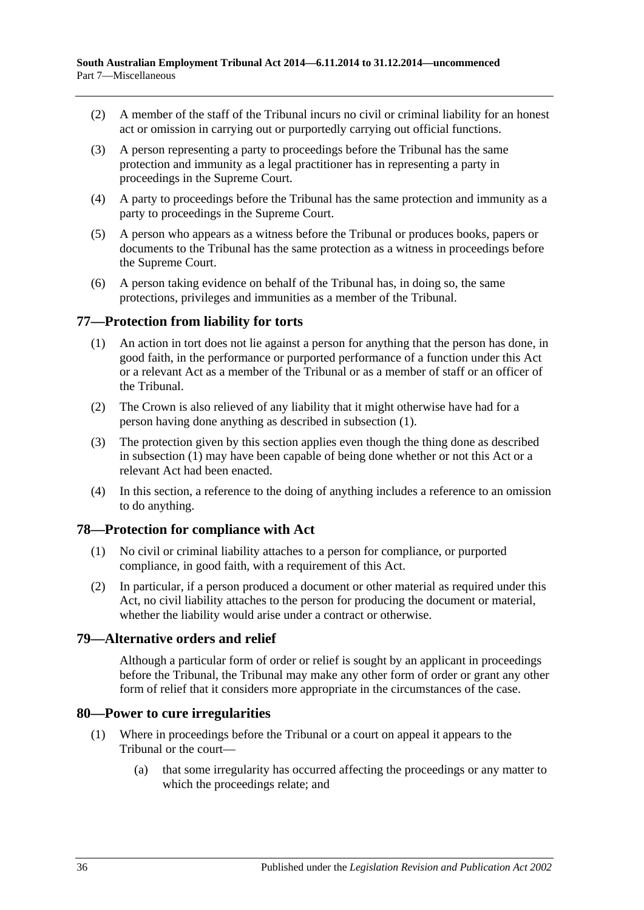(2) A member of the staff of the Tribunal incurs no civil or criminal liability for an honest act or omission in carrying out or purportedly carrying out official functions.

(3) A person representing a party to proceedings before the Tribunal has the same protection and immunity as a legal practitioner has in representing a party in proceedings in the Supreme Court.

(4) A party to proceedings before the Tribunal has the same protection and immunity as a party to proceedings in the Supreme Court.

(5) A person who appears as a witness before the Tribunal or produces books, papers or documents to the Tribunal has the same protection as a witness in proceedings before the Supreme Court.

(6) A person taking evidence on behalf of the Tribunal has, in doing so, the same protections, privileges and immunities as a member of the Tribunal.

## 77—Protection from liability for torts

(1) An action in tort does not lie against a person for anything that the person has done, in good faith, in the performance or purported performance of a function under this Act or a relevant Act as a member of the Tribunal or as a member of staff or an officer of the Tribunal.

(2) The Crown is also relieved of any liability that it might otherwise have had for a person having done anything as described in subsection (1).

(3) The protection given by this section applies even though the thing done as described in subsection (1) may have been capable of being done whether or not this Act or a relevant Act had been enacted.

(4) In this section, a reference to the doing of anything includes a reference to an omission to do anything.

## 78—Protection for compliance with Act

(1) No civil or criminal liability attaches to a person for compliance, or purported compliance, in good faith, with a requirement of this Act.

(2) In particular, if a person produced a document or other material as required under this Act, no civil liability attaches to the person for producing the document or material, whether the liability would arise under a contract or otherwise.

## 79—Alternative orders and relief

Although a particular form of order or relief is sought by an applicant in proceedings before the Tribunal, the Tribunal may make any other form of order or grant any other form of relief that it considers more appropriate in the circumstances of the case.

## 80—Power to cure irregularities

(1) Where in proceedings before the Tribunal or a court on appeal it appears to the Tribunal or the court—

(a) that some irregularity has occurred affecting the proceedings or any matter to which the proceedings relate; and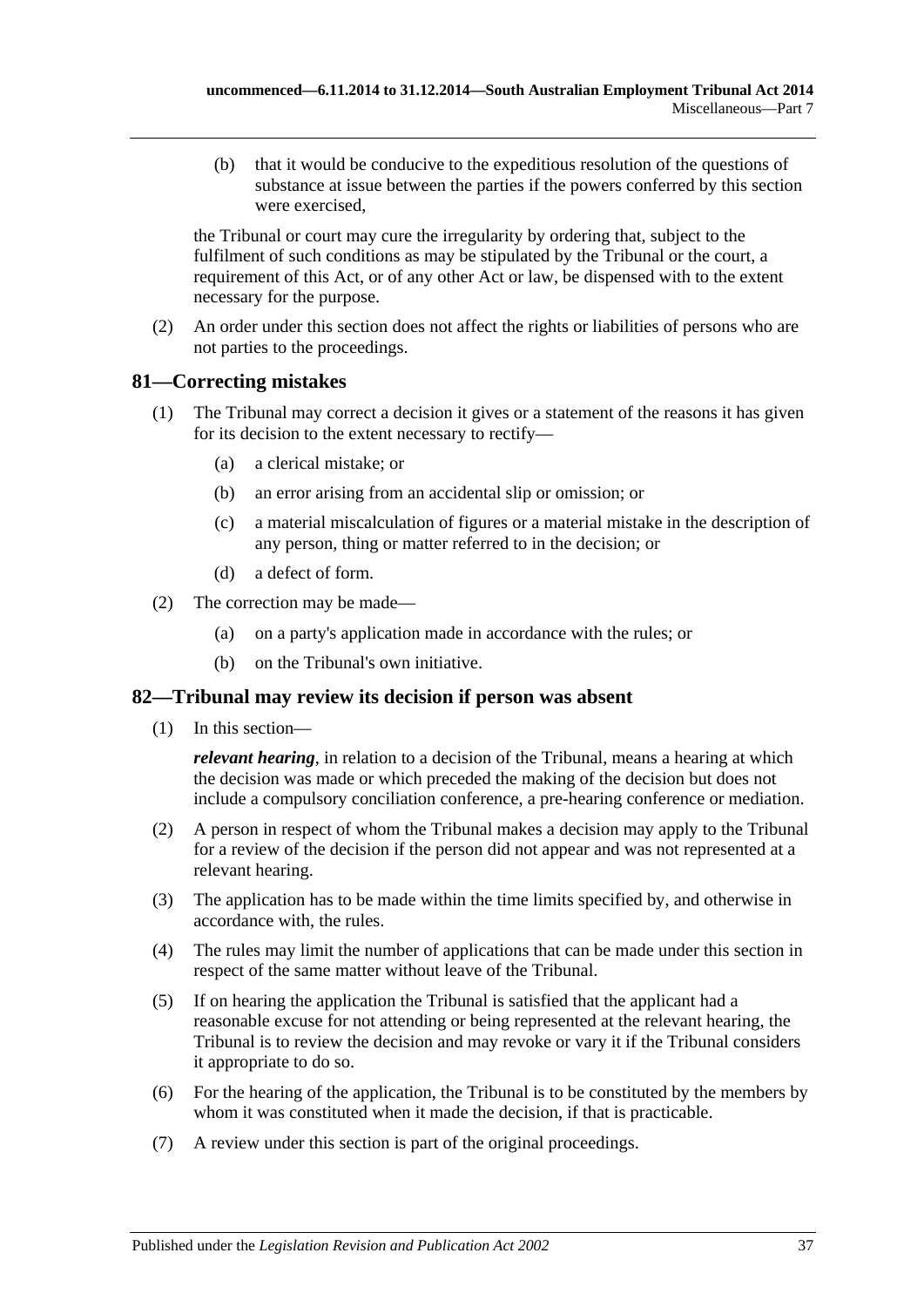(b) that it would be conducive to the expeditious resolution of the questions of substance at issue between the parties if the powers conferred by this section were exercised,

the Tribunal or court may cure the irregularity by ordering that, subject to the fulfilment of such conditions as may be stipulated by the Tribunal or the court, a requirement of this Act, or of any other Act or law, be dispensed with to the extent necessary for the purpose.

(2) An order under this section does not affect the rights or liabilities of persons who are not parties to the proceedings.

## 81—Correcting mistakes

(1) The Tribunal may correct a decision it gives or a statement of the reasons it has given for its decision to the extent necessary to rectify—

(a) a clerical mistake; or

(b) an error arising from an accidental slip or omission; or

(c) a material miscalculation of figures or a material mistake in the description of any person, thing or matter referred to in the decision; or

(d) a defect of form.

(2) The correction may be made—

(a) on a party's application made in accordance with the rules; or

(b) on the Tribunal's own initiative.

## 82—Tribunal may review its decision if person was absent

(1) In this section—

***relevant hearing***, in relation to a decision of the Tribunal, means a hearing at which the decision was made or which preceded the making of the decision but does not include a compulsory conciliation conference, a pre-hearing conference or mediation.

(2) A person in respect of whom the Tribunal makes a decision may apply to the Tribunal for a review of the decision if the person did not appear and was not represented at a relevant hearing.

(3) The application has to be made within the time limits specified by, and otherwise in accordance with, the rules.

(4) The rules may limit the number of applications that can be made under this section in respect of the same matter without leave of the Tribunal.

(5) If on hearing the application the Tribunal is satisfied that the applicant had a reasonable excuse for not attending or being represented at the relevant hearing, the Tribunal is to review the decision and may revoke or vary it if the Tribunal considers it appropriate to do so.

(6) For the hearing of the application, the Tribunal is to be constituted by the members by whom it was constituted when it made the decision, if that is practicable.

(7) A review under this section is part of the original proceedings.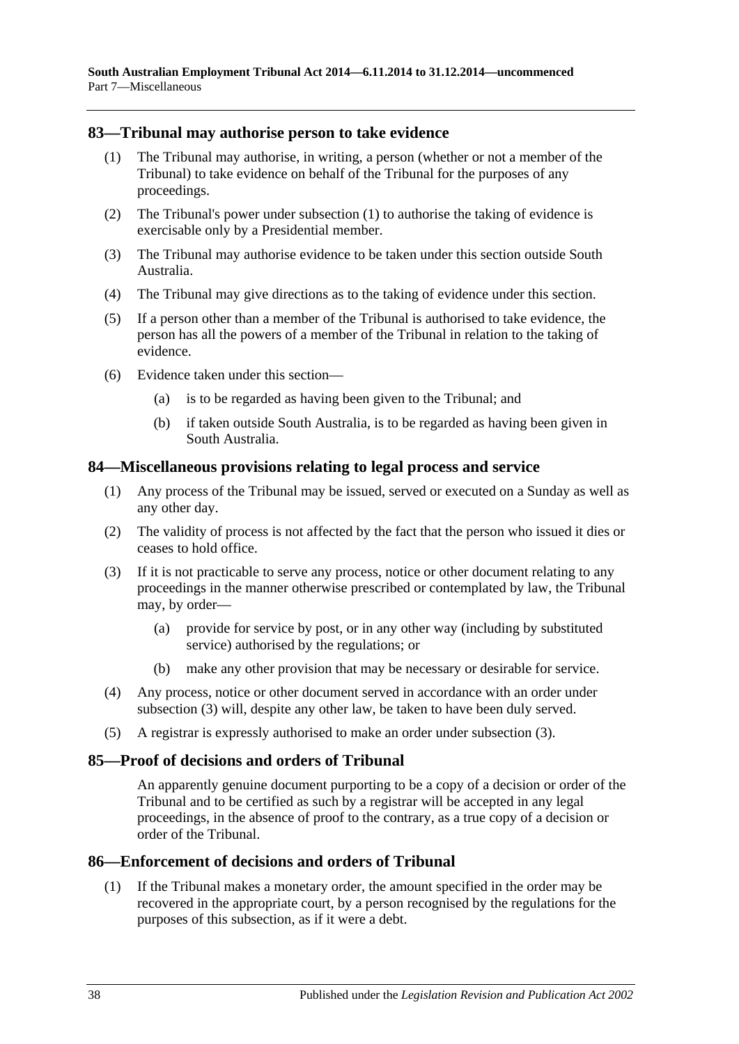## 83—Tribunal may authorise person to take evidence

(1) The Tribunal may authorise, in writing, a person (whether or not a member of the Tribunal) to take evidence on behalf of the Tribunal for the purposes of any proceedings.

(2) The Tribunal's power under subsection (1) to authorise the taking of evidence is exercisable only by a Presidential member.

(3) The Tribunal may authorise evidence to be taken under this section outside South Australia.

(4) The Tribunal may give directions as to the taking of evidence under this section.

(5) If a person other than a member of the Tribunal is authorised to take evidence, the person has all the powers of a member of the Tribunal in relation to the taking of evidence.

(6) Evidence taken under this section—

(a) is to be regarded as having been given to the Tribunal; and

(b) if taken outside South Australia, is to be regarded as having been given in South Australia.

## 84—Miscellaneous provisions relating to legal process and service

(1) Any process of the Tribunal may be issued, served or executed on a Sunday as well as any other day.

(2) The validity of process is not affected by the fact that the person who issued it dies or ceases to hold office.

(3) If it is not practicable to serve any process, notice or other document relating to any proceedings in the manner otherwise prescribed or contemplated by law, the Tribunal may, by order—

(a) provide for service by post, or in any other way (including by substituted service) authorised by the regulations; or

(b) make any other provision that may be necessary or desirable for service.

(4) Any process, notice or other document served in accordance with an order under subsection (3) will, despite any other law, be taken to have been duly served.

(5) A registrar is expressly authorised to make an order under subsection (3).

## 85—Proof of decisions and orders of Tribunal

An apparently genuine document purporting to be a copy of a decision or order of the Tribunal and to be certified as such by a registrar will be accepted in any legal proceedings, in the absence of proof to the contrary, as a true copy of a decision or order of the Tribunal.

## 86—Enforcement of decisions and orders of Tribunal

(1) If the Tribunal makes a monetary order, the amount specified in the order may be recovered in the appropriate court, by a person recognised by the regulations for the purposes of this subsection, as if it were a debt.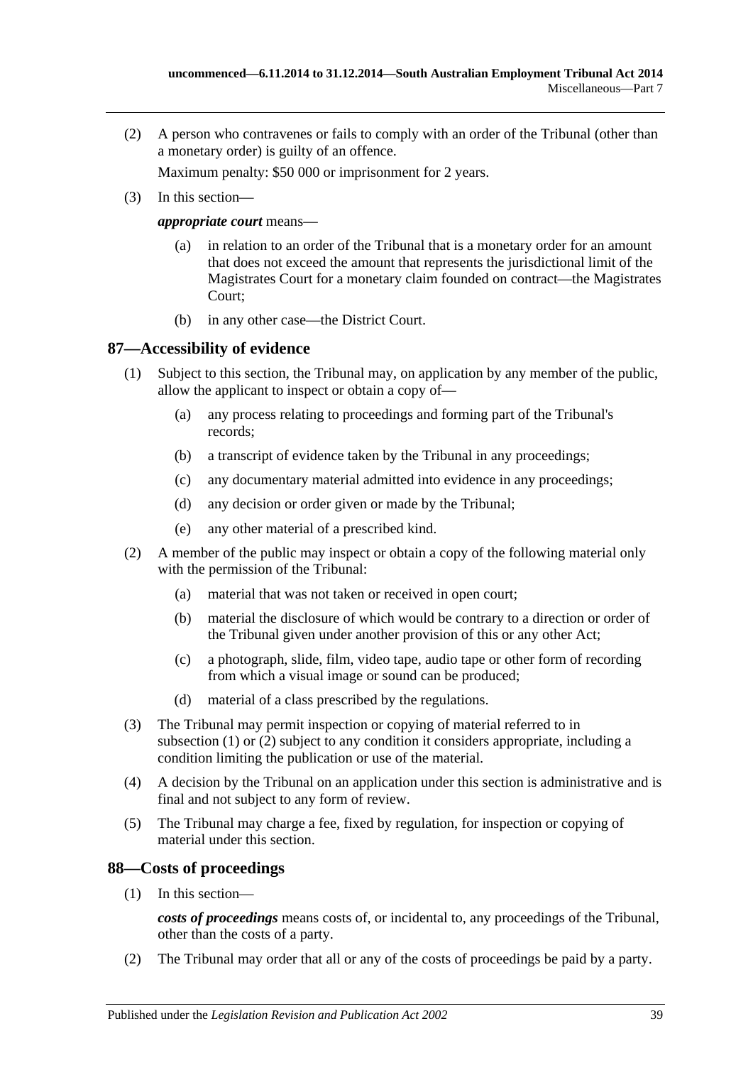(2) A person who contravenes or fails to comply with an order of the Tribunal (other than a monetary order) is guilty of an offence.

Maximum penalty: $50 000 or imprisonment for 2 years.

(3) In this section—

***appropriate court*** means—

(a) in relation to an order of the Tribunal that is a monetary order for an amount that does not exceed the amount that represents the jurisdictional limit of the Magistrates Court for a monetary claim founded on contract—the Magistrates Court;

(b) in any other case—the District Court.

## 87—Accessibility of evidence

(1) Subject to this section, the Tribunal may, on application by any member of the public, allow the applicant to inspect or obtain a copy of—

(a) any process relating to proceedings and forming part of the Tribunal's records;

(b) a transcript of evidence taken by the Tribunal in any proceedings;

(c) any documentary material admitted into evidence in any proceedings;

(d) any decision or order given or made by the Tribunal;

(e) any other material of a prescribed kind.

(2) A member of the public may inspect or obtain a copy of the following material only with the permission of the Tribunal:

(a) material that was not taken or received in open court;

(b) material the disclosure of which would be contrary to a direction or order of the Tribunal given under another provision of this or any other Act;

(c) a photograph, slide, film, video tape, audio tape or other form of recording from which a visual image or sound can be produced;

(d) material of a class prescribed by the regulations.

(3) The Tribunal may permit inspection or copying of material referred to in subsection (1) or (2) subject to any condition it considers appropriate, including a condition limiting the publication or use of the material.

(4) A decision by the Tribunal on an application under this section is administrative and is final and not subject to any form of review.

(5) The Tribunal may charge a fee, fixed by regulation, for inspection or copying of material under this section.

## 88—Costs of proceedings

(1) In this section—

***costs of proceedings*** means costs of, or incidental to, any proceedings of the Tribunal, other than the costs of a party.

(2) The Tribunal may order that all or any of the costs of proceedings be paid by a party.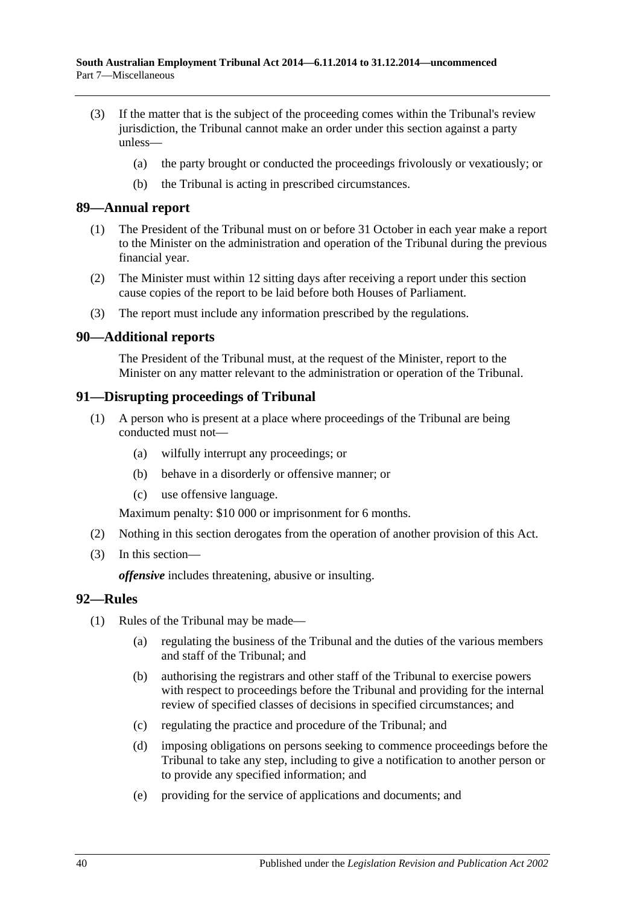(3) If the matter that is the subject of the proceeding comes within the Tribunal's review jurisdiction, the Tribunal cannot make an order under this section against a party unless—

(a) the party brought or conducted the proceedings frivolously or vexatiously; or

(b) the Tribunal is acting in prescribed circumstances.

## 89—Annual report

(1) The President of the Tribunal must on or before 31 October in each year make a report to the Minister on the administration and operation of the Tribunal during the previous financial year.

(2) The Minister must within 12 sitting days after receiving a report under this section cause copies of the report to be laid before both Houses of Parliament.

(3) The report must include any information prescribed by the regulations.

## 90—Additional reports

The President of the Tribunal must, at the request of the Minister, report to the Minister on any matter relevant to the administration or operation of the Tribunal.

## 91—Disrupting proceedings of Tribunal

(1) A person who is present at a place where proceedings of the Tribunal are being conducted must not—

(a) wilfully interrupt any proceedings; or

(b) behave in a disorderly or offensive manner; or

(c) use offensive language.

Maximum penalty: $10 000 or imprisonment for 6 months.

(2) Nothing in this section derogates from the operation of another provision of this Act.

(3) In this section—

***offensive*** includes threatening, abusive or insulting.

## 92—Rules

(1) Rules of the Tribunal may be made—

(a) regulating the business of the Tribunal and the duties of the various members and staff of the Tribunal; and

(b) authorising the registrars and other staff of the Tribunal to exercise powers with respect to proceedings before the Tribunal and providing for the internal review of specified classes of decisions in specified circumstances; and

(c) regulating the practice and procedure of the Tribunal; and

(d) imposing obligations on persons seeking to commence proceedings before the Tribunal to take any step, including to give a notification to another person or to provide any specified information; and

(e) providing for the service of applications and documents; and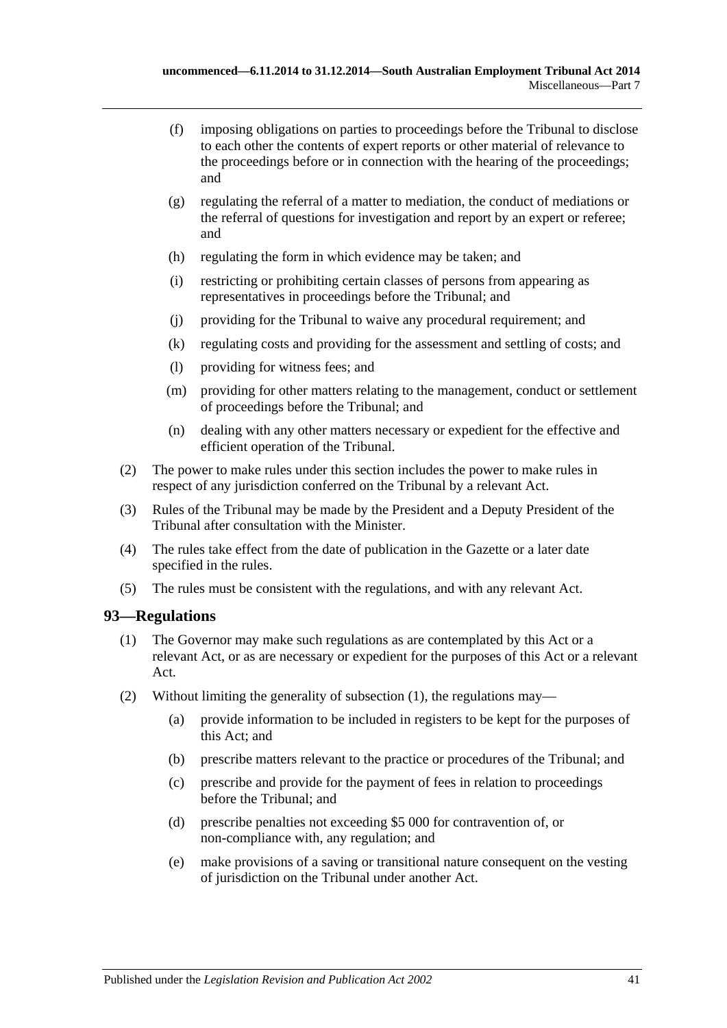(f) imposing obligations on parties to proceedings before the Tribunal to disclose to each other the contents of expert reports or other material of relevance to the proceedings before or in connection with the hearing of the proceedings; and

(g) regulating the referral of a matter to mediation, the conduct of mediations or the referral of questions for investigation and report by an expert or referee; and

(h) regulating the form in which evidence may be taken; and

(i) restricting or prohibiting certain classes of persons from appearing as representatives in proceedings before the Tribunal; and

(j) providing for the Tribunal to waive any procedural requirement; and

(k) regulating costs and providing for the assessment and settling of costs; and

(l) providing for witness fees; and

(m) providing for other matters relating to the management, conduct or settlement of proceedings before the Tribunal; and

(n) dealing with any other matters necessary or expedient for the effective and efficient operation of the Tribunal.

(2) The power to make rules under this section includes the power to make rules in respect of any jurisdiction conferred on the Tribunal by a relevant Act.

(3) Rules of the Tribunal may be made by the President and a Deputy President of the Tribunal after consultation with the Minister.

(4) The rules take effect from the date of publication in the Gazette or a later date specified in the rules.

(5) The rules must be consistent with the regulations, and with any relevant Act.

## 93—Regulations

(1) The Governor may make such regulations as are contemplated by this Act or a relevant Act, or as are necessary or expedient for the purposes of this Act or a relevant Act.

(2) Without limiting the generality of subsection (1), the regulations may—

(a) provide information to be included in registers to be kept for the purposes of this Act; and

(b) prescribe matters relevant to the practice or procedures of the Tribunal; and

(c) prescribe and provide for the payment of fees in relation to proceedings before the Tribunal; and

(d) prescribe penalties not exceeding $5 000 for contravention of, or non-compliance with, any regulation; and

(e) make provisions of a saving or transitional nature consequent on the vesting of jurisdiction on the Tribunal under another Act.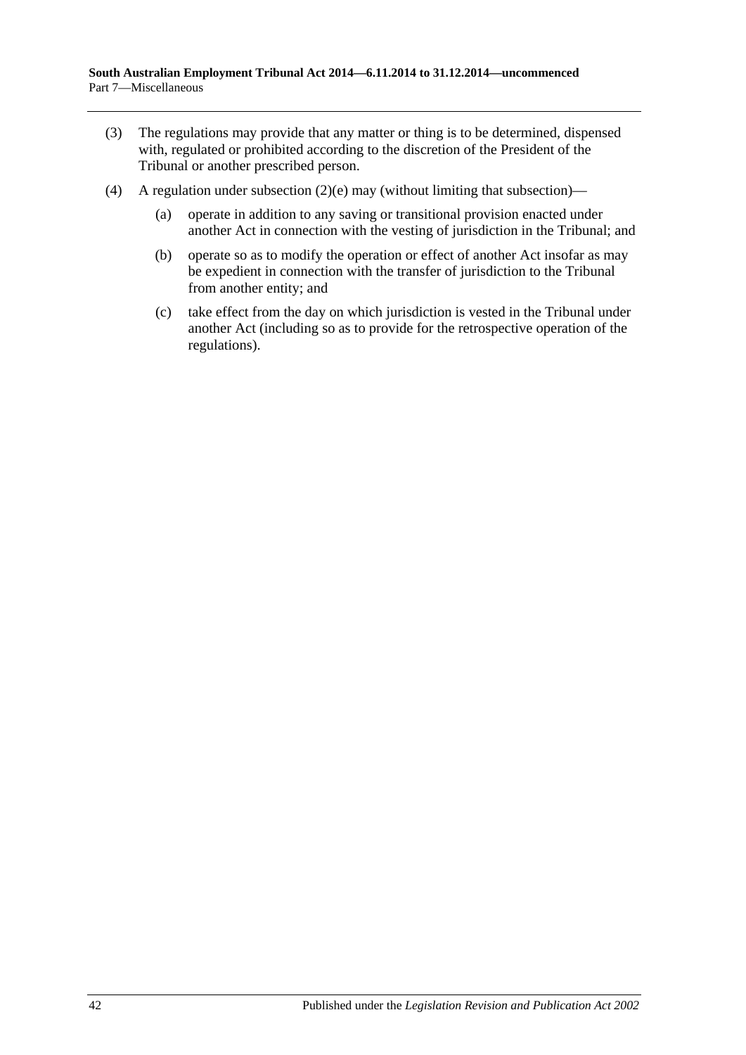(3) The regulations may provide that any matter or thing is to be determined, dispensed with, regulated or prohibited according to the discretion of the President of the Tribunal or another prescribed person.

(4) A regulation under subsection (2)(e) may (without limiting that subsection)—

  (a) operate in addition to any saving or transitional provision enacted under another Act in connection with the vesting of jurisdiction in the Tribunal; and

  (b) operate so as to modify the operation or effect of another Act insofar as may be expedient in connection with the transfer of jurisdiction to the Tribunal from another entity; and

  (c) take effect from the day on which jurisdiction is vested in the Tribunal under another Act (including so as to provide for the retrospective operation of the regulations).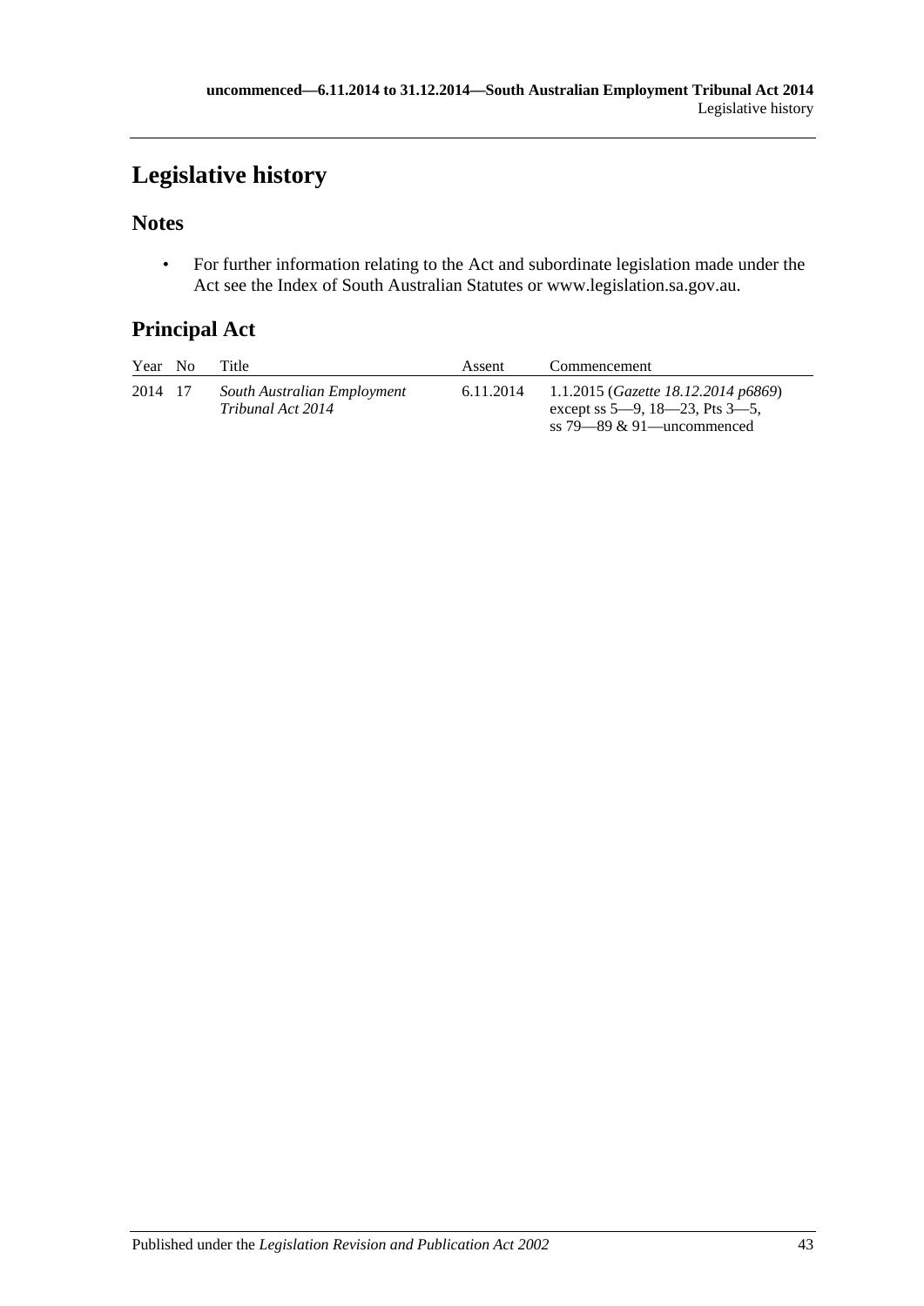# Legislative history

## Notes

- For further information relating to the Act and subordinate legislation made under the Act see the Index of South Australian Statutes or www.legislation.sa.gov.au.

## Principal Act

| Year | No | Title | Assent | Commencement |
|---|---|---|---|---|
| 2014 | 17 | *South Australian Employment Tribunal Act 2014* | 6.11.2014 | 1.1.2015 (*Gazette 18.12.2014 p6869*) except ss 5—9, 18—23, Pts 3—5, ss 79—89 & 91—uncommenced |

Published under the *Legislation Revision and Publication Act 2002*